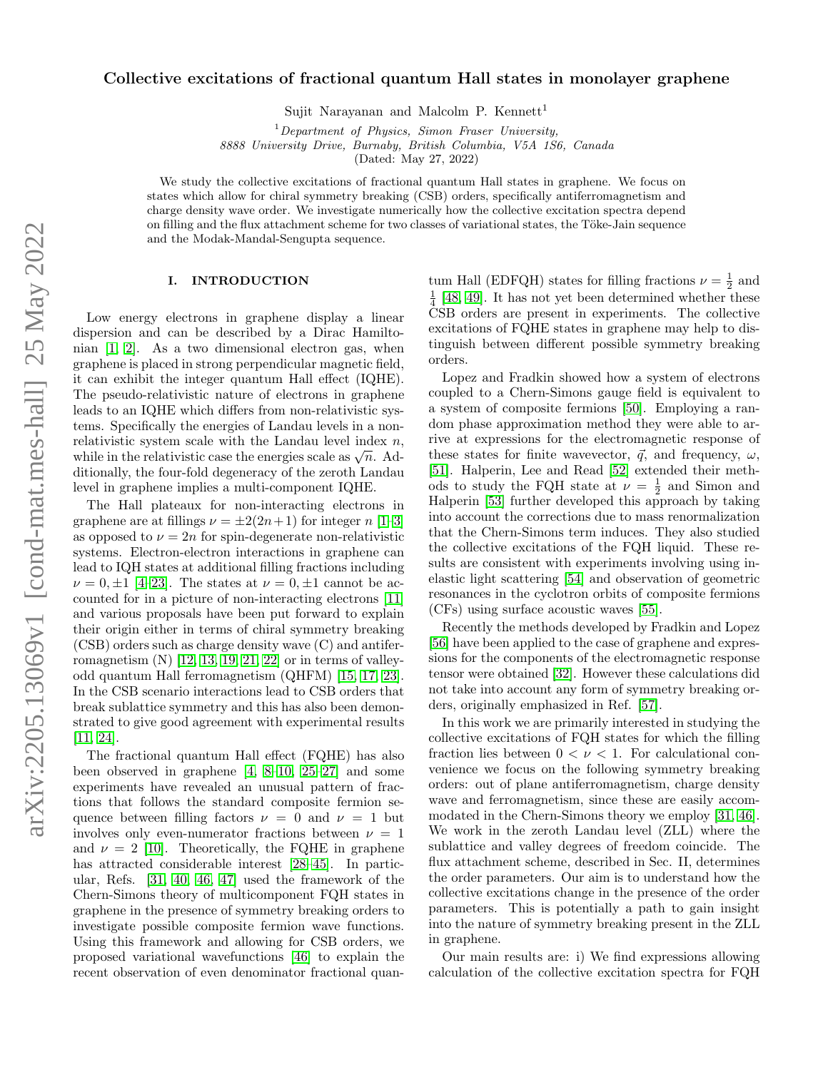# Collective excitations of fractional quantum Hall states in monolayer graphene

Sujit Narayanan and Malcolm P. Kennett[1]

[1] *Department of Physics, Simon Fraser University, 8888 University Drive, Burnaby, British Columbia, V5A 1S6, Canada*

(Dated: May 27, 2022)

We study the collective excitations of fractional quantum Hall states in graphene. We focus on states which allow for chiral symmetry breaking (CSB) orders, specifically antiferromagnetism and charge density wave order. We investigate numerically how the collective excitation spectra depend on filling and the flux attachment scheme for two classes of variational states, the Töke-Jain sequence and the Modak-Mandal-Sengupta sequence.

## I. INTRODUCTION

Low energy electrons in graphene display a linear dispersion and can be described by a Dirac Hamiltonian [1, 2]. As a two dimensional electron gas, when graphene is placed in strong perpendicular magnetic field, it can exhibit the integer quantum Hall effect (IQHE). The pseudo-relativistic nature of electrons in graphene leads to an IQHE which differs from non-relativistic systems. Specifically the energies of Landau levels in a non-relativistic system scale with the Landau level index $n$, while in the relativistic case the energies scale as $\sqrt{n}$. Additionally, the four-fold degeneracy of the zeroth Landau level in graphene implies a multi-component IQHE.

The Hall plateaux for non-interacting electrons in graphene are at fillings $\nu = \pm 2(2n+1)$ for integer $n$ [1–3] as opposed to $\nu = 2n$ for spin-degenerate non-relativistic systems. Electron-electron interactions in graphene can lead to IQH states at additional filling fractions including $\nu = 0, \pm 1$ [4–23]. The states at $\nu = 0, \pm 1$ cannot be accounted for in a picture of non-interacting electrons [11] and various proposals have been put forward to explain their origin either in terms of chiral symmetry breaking (CSB) orders such as charge density wave (C) and antiferromagnetism (N) [12, 13, 19, 21, 22] or in terms of valley-odd quantum Hall ferromagnetism (QHFM) [15, 17, 23]. In the CSB scenario interactions lead to CSB orders that break sublattice symmetry and this has also been demonstrated to give good agreement with experimental results [11, 24].

The fractional quantum Hall effect (FQHE) has also been observed in graphene [4, 8–10, 25–27] and some experiments have revealed an unusual pattern of fractions that follows the standard composite fermion sequence between filling factors $\nu = 0$ and $\nu = 1$ but involves only even-numerator fractions between $\nu = 1$ and $\nu = 2$ [10]. Theoretically, the FQHE in graphene has attracted considerable interest [28–45]. In particular, Refs. [31, 40, 46, 47] used the framework of the Chern-Simons theory of multicomponent FQH states in graphene in the presence of symmetry breaking orders to investigate possible composite fermion wave functions. Using this framework and allowing for CSB orders, we proposed variational wavefunctions [46] to explain the recent observation of even denominator fractional quantum Hall (EDFQH) states for filling fractions $\nu = \frac{1}{2}$ and $\frac{1}{4}$ [48, 49]. It has not yet been determined whether these CSB orders are present in experiments. The collective excitations of FQHE states in graphene may help to distinguish between different possible symmetry breaking orders.

Lopez and Fradkin showed how a system of electrons coupled to a Chern-Simons gauge field is equivalent to a system of composite fermions [50]. Employing a random phase approximation method they were able to arrive at expressions for the electromagnetic response of these states for finite wavevector, $\vec{q}$, and frequency, $\omega$, [51]. Halperin, Lee and Read [52] extended their methods to study the FQH state at $\nu = \frac{1}{2}$ and Simon and Halperin [53] further developed this approach by taking into account the corrections due to mass renormalization that the Chern-Simons term induces. They also studied the collective excitations of the FQH liquid. These results are consistent with experiments involving using inelastic light scattering [54] and observation of geometric resonances in the cyclotron orbits of composite fermions (CFs) using surface acoustic waves [55].

Recently the methods developed by Fradkin and Lopez [56] have been applied to the case of graphene and expressions for the components of the electromagnetic response tensor were obtained [32]. However these calculations did not take into account any form of symmetry breaking orders, originally emphasized in Ref. [57].

In this work we are primarily interested in studying the collective excitations of FQH states for which the filling fraction lies between $0 < \nu < 1$. For calculational convenience we focus on the following symmetry breaking orders: out of plane antiferromagnetism, charge density wave and ferromagnetism, since these are easily accommodated in the Chern-Simons theory we employ [31, 46]. We work in the zeroth Landau level (ZLL) where the sublattice and valley degrees of freedom coincide. The flux attachment scheme, described in Sec. II, determines the order parameters. Our aim is to understand how the collective excitations change in the presence of the order parameters. This is potentially a path to gain insight into the nature of symmetry breaking present in the ZLL in graphene.

Our main results are: i) We find expressions allowing calculation of the collective excitation spectra for FQH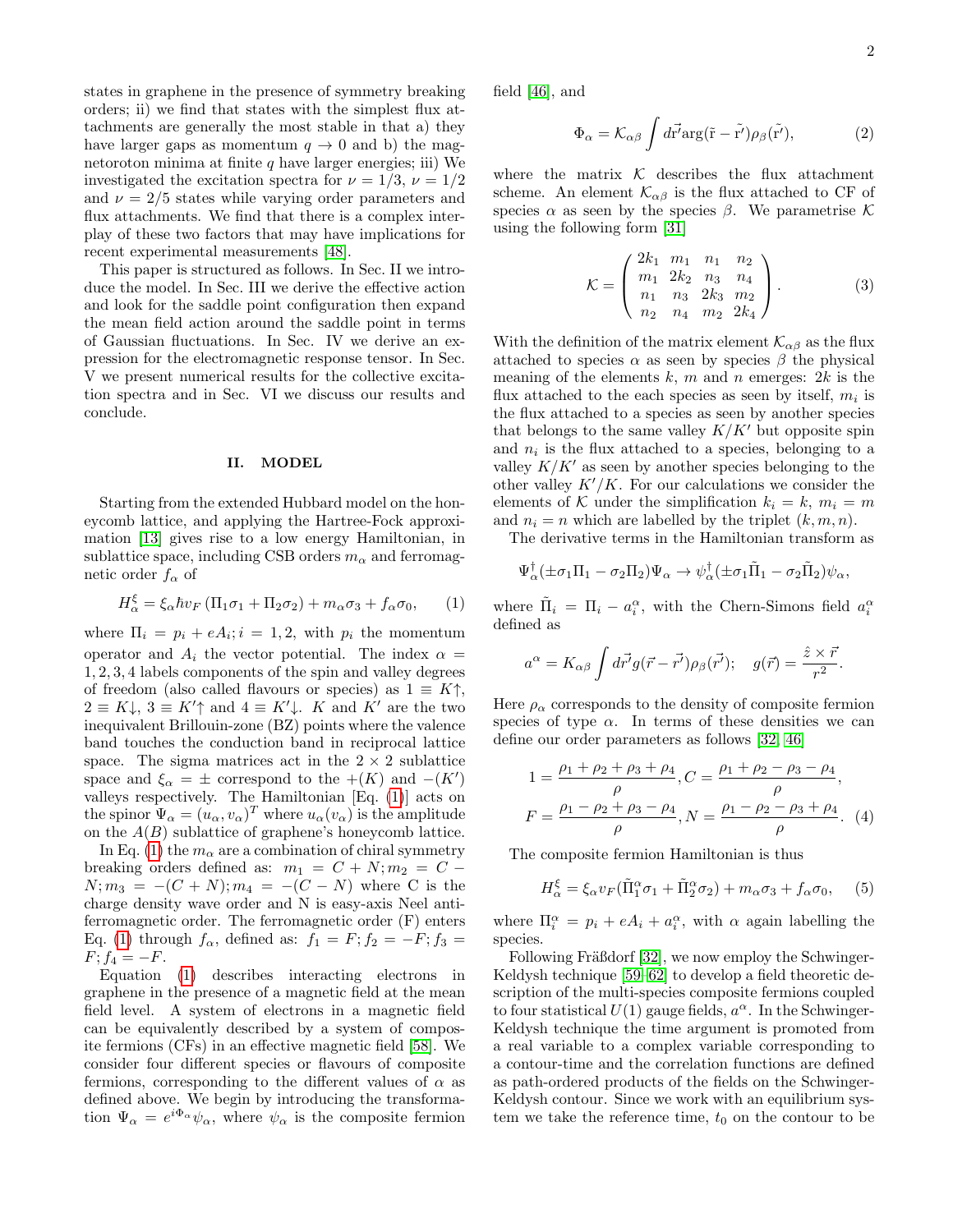states in graphene in the presence of symmetry breaking orders; ii) we find that states with the simplest flux attachments are generally the most stable in that a) they have larger gaps as momentum $q \to 0$ and b) the magnetoroton minima at finite $q$ have larger energies; iii) We investigated the excitation spectra for $\nu = 1/3$, $\nu = 1/2$ and $\nu = 2/5$ states while varying order parameters and flux attachments. We find that there is a complex interplay of these two factors that may have implications for recent experimental measurements [48].

This paper is structured as follows. In Sec. II we introduce the model. In Sec. III we derive the effective action and look for the saddle point configuration then expand the mean field action around the saddle point in terms of Gaussian fluctuations. In Sec. IV we derive an expression for the electromagnetic response tensor. In Sec. V we present numerical results for the collective excitation spectra and in Sec. VI we discuss our results and conclude.

## II. MODEL

Starting from the extended Hubbard model on the honeycomb lattice, and applying the Hartree-Fock approximation [13] gives rise to a low energy Hamiltonian, in sublattice space, including CSB orders $m_\alpha$ and ferromagnetic order $f_\alpha$ of

$$H^\xi_\alpha = \xi_\alpha \hbar v_F \left(\Pi_1\sigma_1 + \Pi_2\sigma_2\right) + m_\alpha\sigma_3 + f_\alpha\sigma_0, \qquad (1)$$

where $\Pi_i = p_i + eA_i; i = 1, 2$, with $p_i$ the momentum operator and $A_i$ the vector potential. The index $\alpha = 1, 2, 3, 4$ labels components of the spin and valley degrees of freedom (also called flavours or species) as $1 \equiv K\uparrow$, $2 \equiv K\downarrow$, $3 \equiv K'\uparrow$ and $4 \equiv K'\downarrow$. $K$ and $K'$ are the two inequivalent Brillouin-zone (BZ) points where the valence band touches the conduction band in reciprocal lattice space. The sigma matrices act in the $2 \times 2$ sublattice space and $\xi_\alpha = \pm$ correspond to the $+(K)$ and $-(K')$ valleys respectively. The Hamiltonian [Eq. (1)] acts on the spinor $\Psi_\alpha = (u_\alpha, v_\alpha)^T$ where $u_\alpha(v_\alpha)$ is the amplitude on the $A(B)$ sublattice of graphene's honeycomb lattice.

In Eq. (1) the $m_\alpha$ are a combination of chiral symmetry breaking orders defined as: $m_1 = C + N; m_2 = C - N; m_3 = -(C + N); m_4 = -(C - N)$ where C is the charge density wave order and N is easy-axis Neel antiferromagnetic order. The ferromagnetic order (F) enters Eq. (1) through $f_\alpha$, defined as: $f_1 = F; f_2 = -F; f_3 = F; f_4 = -F$.

Equation (1) describes interacting electrons in graphene in the presence of a magnetic field at the mean field level. A system of electrons in a magnetic field can be equivalently described by a system of composite fermions (CFs) in an effective magnetic field [58]. We consider four different species or flavours of composite fermions, corresponding to the different values of $\alpha$ as defined above. We begin by introducing the transformation $\Psi_\alpha = e^{i\Phi_\alpha}\psi_\alpha$, where $\psi_\alpha$ is the composite fermion field [46], and

$$\Phi_\alpha = \mathcal{K}_{\alpha\beta} \int d\vec{r}' \arg(\tilde{r} - \tilde{r}')\rho_\beta(\tilde{r}'), \qquad (2)$$

where the matrix $\mathcal{K}$ describes the flux attachment scheme. An element $\mathcal{K}_{\alpha\beta}$ is the flux attached to CF of species $\alpha$ as seen by the species $\beta$. We parametrise $\mathcal{K}$ using the following form [31]

$$\mathcal{K} = \begin{pmatrix} 2k_1 & m_1 & n_1 & n_2 \\ m_1 & 2k_2 & n_3 & n_4 \\ n_1 & n_3 & 2k_3 & m_2 \\ n_2 & n_4 & m_2 & 2k_4 \end{pmatrix}. \qquad (3)$$

With the definition of the matrix element $\mathcal{K}_{\alpha\beta}$ as the flux attached to species $\alpha$ as seen by species $\beta$ the physical meaning of the elements $k$, $m$ and $n$ emerges: $2k$ is the flux attached to the each species as seen by itself, $m_i$ is the flux attached to a species as seen by another species that belongs to the same valley $K/K'$ but opposite spin and $n_i$ is the flux attached to a species, belonging to a valley $K/K'$ as seen by another species belonging to the other valley $K'/K$. For our calculations we consider the elements of $\mathcal{K}$ under the simplification $k_i = k$, $m_i = m$ and $n_i = n$ which are labelled by the triplet $(k, m, n)$.

The derivative terms in the Hamiltonian transform as

$$\Psi^\dagger_\alpha(\pm\sigma_1\Pi_1 - \sigma_2\Pi_2)\Psi_\alpha \to \psi^\dagger_\alpha(\pm\sigma_1\tilde{\Pi}_1 - \sigma_2\tilde{\Pi}_2)\psi_\alpha,$$

where $\tilde{\Pi}_i = \Pi_i - a^\alpha_i$, with the Chern-Simons field $a^\alpha_i$ defined as

$$a^\alpha = K_{\alpha\beta} \int d\vec{r'} g(\vec{r} - \vec{r'})\rho_\beta(\vec{r'}); \quad g(\vec{r}) = \frac{\hat{z} \times \vec{r}}{r^2}.$$

Here $\rho_\alpha$ corresponds to the density of composite fermion species of type $\alpha$. In terms of these densities we can define our order parameters as follows [32, 46]

$$1 = \frac{\rho_1 + \rho_2 + \rho_3 + \rho_4}{\rho}, C = \frac{\rho_1 + \rho_2 - \rho_3 - \rho_4}{\rho},$$
$$F = \frac{\rho_1 - \rho_2 + \rho_3 - \rho_4}{\rho}, N = \frac{\rho_1 - \rho_2 - \rho_3 + \rho_4}{\rho}. \qquad (4)$$

The composite fermion Hamiltonian is thus

$$H^\xi_\alpha = \xi_\alpha v_F(\tilde{\Pi}^\alpha_1\sigma_1 + \tilde{\Pi}^\alpha_2\sigma_2) + m_\alpha\sigma_3 + f_\alpha\sigma_0, \qquad (5)$$

where $\Pi^\alpha_i = p_i + eA_i + a^\alpha_i$, with $\alpha$ again labelling the species.

Following Fräßdorf [32], we now employ the Schwinger-Keldysh technique [59–62] to develop a field theoretic description of the multi-species composite fermions coupled to four statistical $U(1)$ gauge fields, $a^\alpha$. In the Schwinger-Keldysh technique the time argument is promoted from a real variable to a complex variable corresponding to a contour-time and the correlation functions are defined as path-ordered products of the fields on the Schwinger-Keldysh contour. Since we work with an equilibrium system we take the reference time, $t_0$ on the contour to be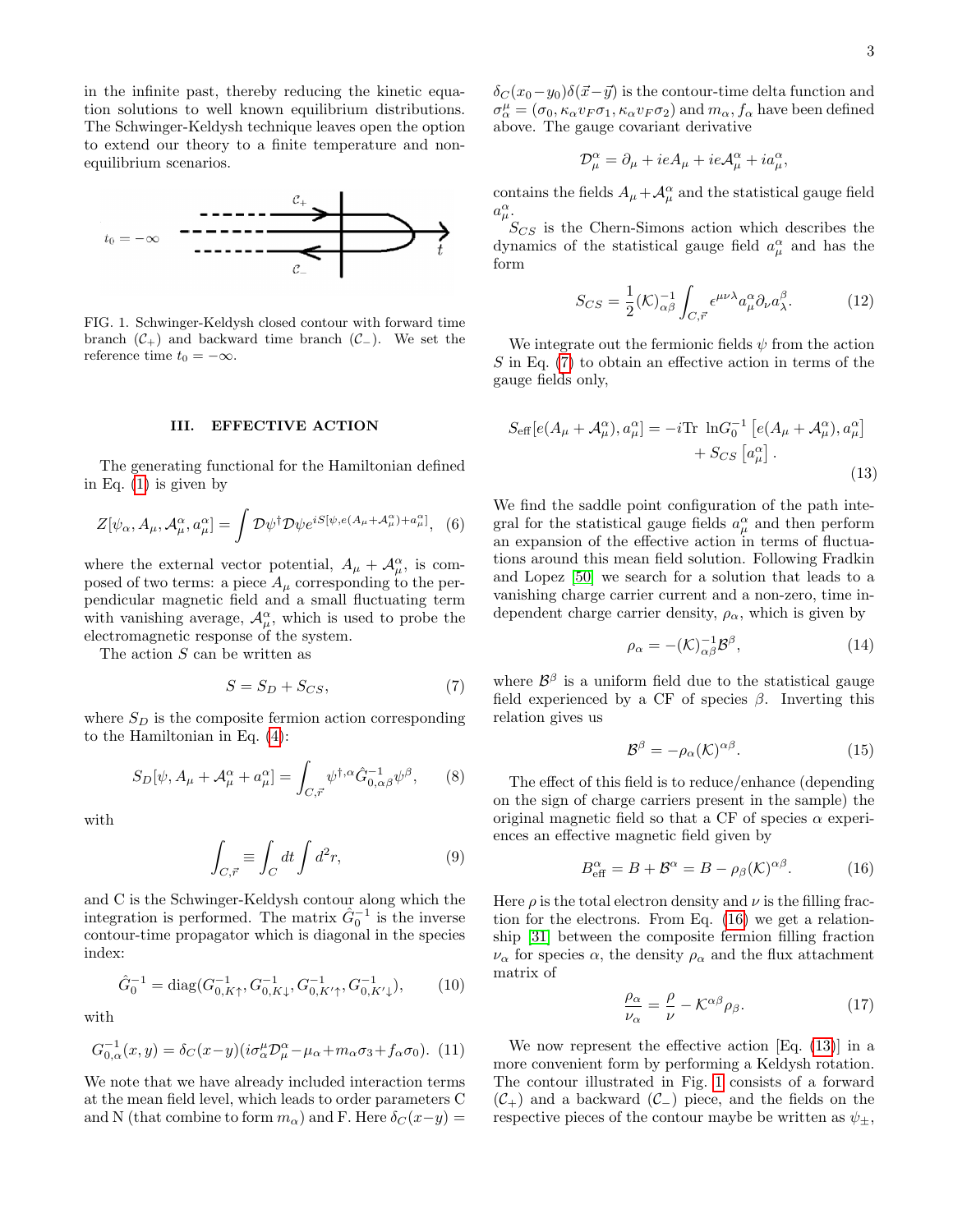in the infinite past, thereby reducing the kinetic equation solutions to well known equilibrium distributions. The Schwinger-Keldysh technique leaves open the option to extend our theory to a finite temperature and non-equilibrium scenarios.

FIG. 1. Schwinger-Keldysh closed contour with forward time branch ($\mathcal{C}_+$) and backward time branch ($\mathcal{C}_-$). We set the reference time $t_0 = -\infty$.

### III. EFFECTIVE ACTION

The generating functional for the Hamiltonian defined in Eq. (1) is given by

$$Z[\psi_\alpha, A_\mu, \mathcal{A}_\mu^\alpha, a_\mu^\alpha] = \int \mathcal{D}\psi^\dagger \mathcal{D}\psi e^{iS[\psi, e(A_\mu + \mathcal{A}_\mu^\alpha) + a_\mu^\alpha]}, \quad (6)$$

where the external vector potential, $A_\mu + \mathcal{A}_\mu^\alpha$, is composed of two terms: a piece $A_\mu$ corresponding to the perpendicular magnetic field and a small fluctuating term with vanishing average, $\mathcal{A}_\mu^\alpha$, which is used to probe the electromagnetic response of the system.

The action $S$ can be written as

$$S = S_D + S_{CS}, \quad (7)$$

where $S_D$ is the composite fermion action corresponding to the Hamiltonian in Eq. (4):

$$S_D[\psi, A_\mu + \mathcal{A}_\mu^\alpha + a_\mu^\alpha] = \int_{C,\vec{r}} \psi^{\dagger,\alpha} \hat{G}_{0,\alpha\beta}^{-1} \psi^\beta, \quad (8)$$

with

$$\int_{C,\vec{r}} \equiv \int_C dt \int d^2 r, \quad (9)$$

and C is the Schwinger-Keldysh contour along which the integration is performed. The matrix $\hat{G}_0^{-1}$ is the inverse contour-time propagator which is diagonal in the species index:

$$\hat{G}_0^{-1} = \mathrm{diag}(G_{0,K\uparrow}^{-1}, G_{0,K\downarrow}^{-1}, G_{0,K'\uparrow}^{-1}, G_{0,K'\downarrow}^{-1}), \quad (10)$$

with

$$G_{0,\alpha}^{-1}(x,y) = \delta_C(x-y)(i\sigma_\alpha^\mu \mathcal{D}_\mu^\alpha - \mu_\alpha + m_\alpha \sigma_3 + f_\alpha \sigma_0). \quad (11)$$

We note that we have already included interaction terms at the mean field level, which leads to order parameters C and N (that combine to form $m_\alpha$) and F. Here $\delta_C(x-y) = \delta_C(x_0 - y_0)\delta(\vec{x} - \vec{y})$ is the contour-time delta function and $\sigma_\alpha^\mu = (\sigma_0, \kappa_\alpha v_F \sigma_1, \kappa_\alpha v_F \sigma_2)$ and $m_\alpha, f_\alpha$ have been defined above. The gauge covariant derivative

$$\mathcal{D}_\mu^\alpha = \partial_\mu + ieA_\mu + ie\mathcal{A}_\mu^\alpha + ia_\mu^\alpha,$$

contains the fields $A_\mu + \mathcal{A}_\mu^\alpha$ and the statistical gauge field $a_\mu^\alpha$.

$S_{CS}$ is the Chern-Simons action which describes the dynamics of the statistical gauge field $a_\mu^\alpha$ and has the form

$$S_{CS} = \frac{1}{2}(\mathcal{K})_{\alpha\beta}^{-1} \int_{C,\vec{r}} \epsilon^{\mu\nu\lambda} a_\mu^\alpha \partial_\nu a_\lambda^\beta. \quad (12)$$

We integrate out the fermionic fields $\psi$ from the action $S$ in Eq. (7) to obtain an effective action in terms of the gauge fields only,

$$S_{\mathrm{eff}}[e(A_\mu + \mathcal{A}_\mu^\alpha), a_\mu^\alpha] = -i\mathrm{Tr}\ \ln G_0^{-1}\left[e(A_\mu + \mathcal{A}_\mu^\alpha), a_\mu^\alpha\right] + S_{CS}\left[a_\mu^\alpha\right]. \quad (13)$$

We find the saddle point configuration of the path integral for the statistical gauge fields $a_\mu^\alpha$ and then perform an expansion of the effective action in terms of fluctuations around this mean field solution. Following Fradkin and Lopez [50] we search for a solution that leads to a vanishing charge carrier current and a non-zero, time independent charge carrier density, $\rho_\alpha$, which is given by

$$\rho_\alpha = -(\mathcal{K})_{\alpha\beta}^{-1} \mathcal{B}^\beta, \quad (14)$$

where $\mathcal{B}^\beta$ is a uniform field due to the statistical gauge field experienced by a CF of species $\beta$. Inverting this relation gives us

$$\mathcal{B}^\beta = -\rho_\alpha (\mathcal{K})^{\alpha\beta}. \quad (15)$$

The effect of this field is to reduce/enhance (depending on the sign of charge carriers present in the sample) the original magnetic field so that a CF of species $\alpha$ experiences an effective magnetic field given by

$$B_{\mathrm{eff}}^\alpha = B + \mathcal{B}^\alpha = B - \rho_\beta (\mathcal{K})^{\alpha\beta}. \quad (16)$$

Here $\rho$ is the total electron density and $\nu$ is the filling fraction for the electrons. From Eq. (16) we get a relationship [31] between the composite fermion filling fraction $\nu_\alpha$ for species $\alpha$, the density $\rho_\alpha$ and the flux attachment matrix of

$$\frac{\rho_\alpha}{\nu_\alpha} = \frac{\rho}{\nu} - \mathcal{K}^{\alpha\beta} \rho_\beta. \quad (17)$$

We now represent the effective action [Eq. (13)] in a more convenient form by performing a Keldysh rotation. The contour illustrated in Fig. 1 consists of a forward ($\mathcal{C}_+$) and a backward ($\mathcal{C}_-$) piece, and the fields on the respective pieces of the contour maybe be written as $\psi_\pm$,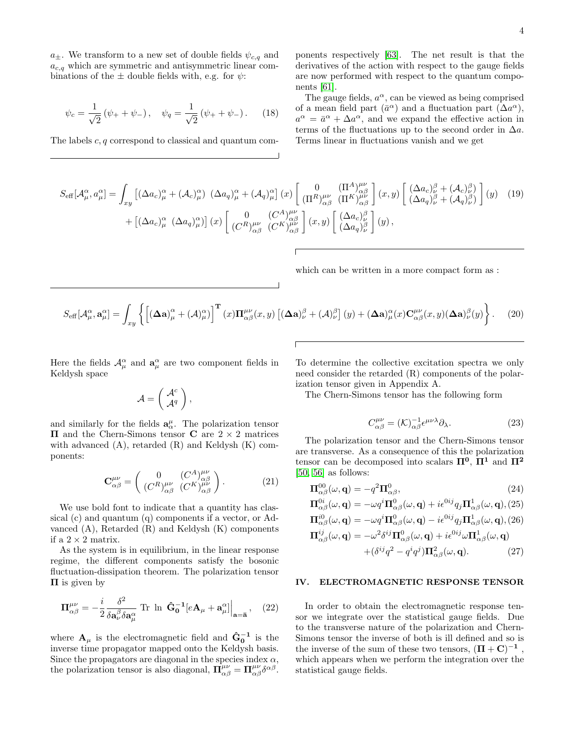$a_{\pm}$. We transform to a new set of double fields $\psi_{c,q}$ and $a_{c,q}$ which are symmetric and antisymmetric linear combinations of the $\pm$ double fields with, e.g. for $\psi$:

$$\psi_c = \frac{1}{\sqrt{2}}\left(\psi_+ + \psi_-\right), \quad \psi_q = \frac{1}{\sqrt{2}}\left(\psi_+ + \psi_-\right). \tag{18}$$

The labels $c, q$ correspond to classical and quantum components respectively [63]. The net result is that the derivatives of the action with respect to the gauge fields are now performed with respect to the quantum components [61].

The gauge fields, $a^\alpha$, can be viewed as being comprised of a mean field part ($\bar{a}^\alpha$) and a fluctuation part ($\Delta a^\alpha$), $a^\alpha = \bar{a}^\alpha + \Delta a^\alpha$, and we expand the effective action in terms of the fluctuations up to the second order in $\Delta a$. Terms linear in fluctuations vanish and we get

$$S_{\rm eff}[\mathcal{A}^\alpha_\mu, a^\alpha_\mu] = \int_{xy} \left[(\Delta a_c)^\alpha_\mu + (\mathcal{A}_c)^\alpha_\mu) \;\; (\Delta a_q)^\alpha_\mu + (\mathcal{A}_q)^\alpha_\mu\right](x) \begin{bmatrix} 0 & (\Pi^A)^{\mu\nu}_{\alpha\beta} \\ (\Pi^R)^{\mu\nu}_{\alpha\beta} & (\Pi^K)^{\mu\nu}_{\alpha\beta} \end{bmatrix}(x,y) \begin{bmatrix} (\Delta a_c)^\beta_\nu + (\mathcal{A}_c)^\beta_\nu) \\ (\Delta a_q)^\beta_\nu + (\mathcal{A}_q)^\beta_\nu) \end{bmatrix}(y) \tag{19}$$
$$+ \left[(\Delta a_c)^\alpha_\mu \;\; (\Delta a_q)^\alpha_\mu)\right](x) \begin{bmatrix} 0 & (C^A)^{\mu\nu}_{\alpha\beta} \\ (C^R)^{\mu\nu}_{\alpha\beta} & (C^K)^{\mu\nu}_{\alpha\beta} \end{bmatrix}(x,y) \begin{bmatrix} (\Delta a_c)^\beta_\nu \\ (\Delta a_q)^\beta_\nu \end{bmatrix}(y),$$

which can be written in a more compact form as :

$$S_{\rm eff}[\mathcal{A}^\alpha_\mu, \mathbf{a}^\alpha_\mu] = \int_{xy} \left\{ \left[(\mathbf{\Delta a})^\alpha_\mu + (\mathcal{A})^\alpha_\mu)\right]^{\mathbf{T}}(x) \mathbf{\Pi}^{\mu\nu}_{\alpha\beta}(x,y) \left[(\mathbf{\Delta a})^\beta_\nu + (\mathcal{A})^\beta_\nu\right](y) + (\mathbf{\Delta a})^\alpha_\mu(x) \mathbf{C}^{\mu\nu}_{\alpha\beta}(x,y) (\mathbf{\Delta a})^\beta_\nu(y) \right\}. \tag{20}$$

Here the fields $\mathcal{A}^\alpha_\mu$ and $\mathbf{a}^\alpha_\mu$ are two component fields in Keldysh space

$$\mathcal{A} = \begin{pmatrix} \mathcal{A}^c \\ \mathcal{A}^q \end{pmatrix},$$

and similarly for the fields $\mathbf{a}^\mu_\alpha$. The polarization tensor $\mathbf{\Pi}$ and the Chern-Simons tensor $\mathbf{C}$ are $2 \times 2$ matrices with advanced (A), retarded (R) and Keldysh (K) components:

$$\mathbf{C}^{\mu\nu}_{\alpha\beta} = \begin{pmatrix} 0 & (C^A)^{\mu\nu}_{\alpha\beta} \\ (C^R)^{\mu\nu}_{\alpha\beta} & (C^K)^{\mu\nu}_{\alpha\beta} \end{pmatrix}. \tag{21}$$

We use bold font to indicate that a quantity has classical (c) and quantum (q) components if a vector, or Advanced (A), Retarded (R) and Keldysh (K) components if a $2 \times 2$ matrix.

As the system is in equilibrium, in the linear response regime, the different components satisfy the bosonic fluctuation-dissipation theorem. The polarization tensor $\mathbf{\Pi}$ is given by

$$\mathbf{\Pi}^{\mu\nu}_{\alpha\beta} = -\frac{i}{2}\frac{\delta^2}{\delta \mathbf{a}^\beta_\nu \delta \mathbf{a}^\alpha_\mu} \text{ Tr } \ln \; \hat{\mathbf{G}}_\mathbf{0}^{\mathbf{-1}}[e\mathbf{A}_\mu + \mathbf{a}^\alpha_\mu]\Big|_{\mathbf{a}=\bar{\mathbf{a}}}, \tag{22}$$

where $\mathbf{A}_\mu$ is the electromagnetic field and $\hat{\mathbf{G}}_\mathbf{0}^{\mathbf{-1}}$ is the inverse time propagator mapped onto the Keldysh basis. Since the propagators are diagonal in the species index $\alpha$, the polarization tensor is also diagonal, $\mathbf{\Pi}^{\mu\nu}_{\alpha\beta} = \mathbf{\Pi}^{\mu\nu}_{\alpha\beta}\delta^{\alpha\beta}$.

To determine the collective excitation spectra we only need consider the retarded (R) components of the polarization tensor given in Appendix A.

The Chern-Simons tensor has the following form

$$C^{\mu\nu}_{\alpha\beta} = (\mathcal{K})^{-1}_{\alpha\beta}\epsilon^{\mu\nu\lambda}\partial_\lambda. \tag{23}$$

The polarization tensor and the Chern-Simons tensor are transverse. As a consequence of this the polarization tensor can be decomposed into scalars $\mathbf{\Pi^0}$, $\mathbf{\Pi^1}$ and $\mathbf{\Pi^2}$ [50, 56] as follows:

$$\mathbf{\Pi}^{00}_{\alpha\beta}(\omega,\mathbf{q}) = -q^2\mathbf{\Pi}^0_{\alpha\beta}, \tag{24}$$
$$\mathbf{\Pi}^{0i}_{\alpha\beta}(\omega,\mathbf{q}) = -\omega q^i \mathbf{\Pi}^0_{\alpha\beta}(\omega,\mathbf{q}) + i\epsilon^{0ij}q_j\mathbf{\Pi}^1_{\alpha\beta}(\omega,\mathbf{q}), \tag{25}$$
$$\mathbf{\Pi}^{i0}_{\alpha\beta}(\omega,\mathbf{q}) = -\omega q^i \mathbf{\Pi}^0_{\alpha\beta}(\omega,\mathbf{q}) - i\epsilon^{0ij}q_j\mathbf{\Pi}^1_{\alpha\beta}(\omega,\mathbf{q}), \tag{26}$$
$$\mathbf{\Pi}^{ij}_{\alpha\beta}(\omega,\mathbf{q}) = -\omega^2\delta^{ij}\mathbf{\Pi}^0_{\alpha\beta}(\omega,\mathbf{q}) + i\epsilon^{0ij}\omega\mathbf{\Pi}^1_{\alpha\beta}(\omega,\mathbf{q}) + (\delta^{ij}q^2 - q^iq^j)\mathbf{\Pi}^2_{\alpha\beta}(\omega,\mathbf{q}). \tag{27}$$

## IV. ELECTROMAGNETIC RESPONSE TENSOR

In order to obtain the electromagnetic response tensor we integrate over the statistical gauge fields. Due to the transverse nature of the polarization and Chern-Simons tensor the inverse of both is ill defined and so is the inverse of the sum of these two tensors, $(\mathbf{\Pi} + \mathbf{C})^{\mathbf{-1}}$, which appears when we perform the integration over the statistical gauge fields.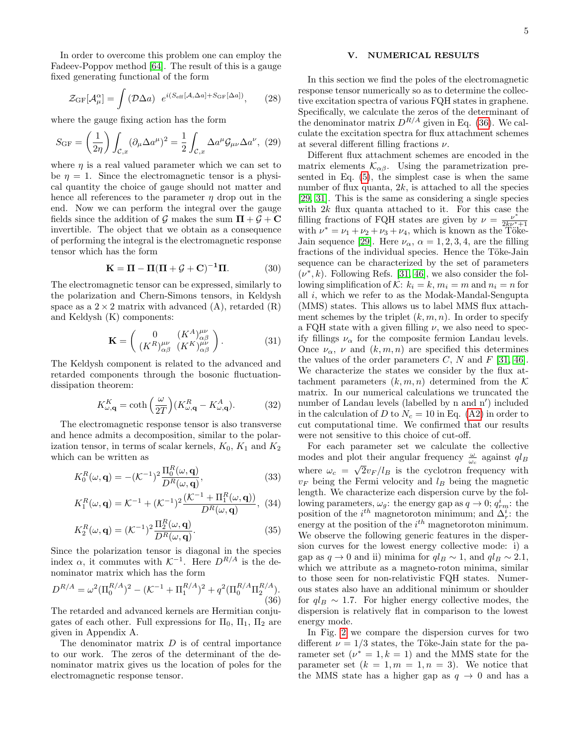In order to overcome this problem one can employ the Fadeev-Popov method [64]. The result of this is a gauge fixed generating functional of the form

$$\mathcal{Z}_{\rm GF}[\mathcal{A}^{\alpha}_{\mu}] = \int (\mathcal{D}\Delta a) \;\; e^{i(S_{\rm eff}[\mathcal{A},\Delta a]+S_{\rm GF}[\Delta a])}, \qquad (28)$$

where the gauge fixing action has the form

$$S_{\rm GF} = \left(\frac{1}{2\eta}\right)\int_{\mathcal{C},x}(\partial_{\mu}\Delta a^{\mu})^2 = \frac{1}{2}\int_{\mathcal{C},x}\Delta a^{\mu}\mathcal{G}_{\mu\nu}\Delta a^{\nu}, \qquad (29)$$

where $\eta$ is a real valued parameter which we can set to be $\eta = 1$. Since the electromagnetic tensor is a physical quantity the choice of gauge should not matter and hence all references to the parameter $\eta$ drop out in the end. Now we can perform the integral over the gauge fields since the addition of $\mathcal{G}$ makes the sum $\mathbf{\Pi} + \mathcal{G} + \mathbf{C}$ invertible. The object that we obtain as a consequence of performing the integral is the electromagnetic response tensor which has the form

$$\mathbf{K} = \mathbf{\Pi} - \mathbf{\Pi}(\mathbf{\Pi} + \mathcal{G} + \mathbf{C})^{-1}\mathbf{\Pi}. \qquad (30)$$

The electromagnetic tensor can be expressed, similarly to the polarization and Chern-Simons tensors, in Keldysh space as a $2\times 2$ matrix with advanced (A), retarded (R) and Keldysh (K) components:

$$\mathbf{K} = \begin{pmatrix} 0 & (K^A)^{\mu\nu}_{\alpha\beta} \\ (K^R)^{\mu\nu}_{\alpha\beta} & (K^K)^{\mu\nu}_{\alpha\beta} \end{pmatrix}. \qquad (31)$$

The Keldysh component is related to the advanced and retarded components through the bosonic fluctuation-dissipation theorem:

$$K^K_{\omega,\mathbf{q}} = \coth\left(\frac{\omega}{2T}\right)(K^R_{\omega,\mathbf{q}} - K^A_{\omega,\mathbf{q}}). \qquad (32)$$

The electromagnetic response tensor is also transverse and hence admits a decomposition, similar to the polarization tensor, in terms of scalar kernels, $K_0$, $K_1$ and $K_2$ which can be written as

$$K^R_0(\omega,\mathbf{q}) = -(\mathcal{K}^{-1})^2\frac{\Pi^R_0(\omega,\mathbf{q})}{D^R(\omega,\mathbf{q})}, \qquad (33)$$

$$K^R_1(\omega,\mathbf{q}) = \mathcal{K}^{-1} + (\mathcal{K}^{-1})^2\frac{(\mathcal{K}^{-1} + \Pi^R_1(\omega,\mathbf{q}))}{D^R(\omega,\mathbf{q})}, \qquad (34)$$

$$K^R_2(\omega,\mathbf{q}) = (\mathcal{K}^{-1})^2\frac{\Pi^R_2(\omega,\mathbf{q})}{D^R(\omega,\mathbf{q})}. \qquad (35)$$

Since the polarization tensor is diagonal in the species index $\alpha$, it commutes with $\mathcal{K}^{-1}$. Here $D^{R/A}$ is the denominator matrix which has the form

$$D^{R/A} = \omega^2(\Pi^{R/A}_0)^2 - (\mathcal{K}^{-1} + \Pi^{R/A}_1)^2 + q^2(\Pi^{R/A}_0\Pi^{R/A}_2). \qquad (36)$$

The retarded and advanced kernels are Hermitian conjugates of each other. Full expressions for $\Pi_0$, $\Pi_1$, $\Pi_2$ are given in Appendix A.

The denominator matrix $D$ is of central importance to our work. The zeros of the determinant of the denominator matrix gives us the location of poles for the electromagnetic response tensor.

## V. NUMERICAL RESULTS

In this section we find the poles of the electromagnetic response tensor numerically so as to determine the collective excitation spectra of various FQH states in graphene. Specifically, we calculate the zeros of the determinant of the denominator matrix $D^{R/A}$ given in Eq. (36). We calculate the excitation spectra for flux attachment schemes at several different filling fractions $\nu$.

Different flux attachment schemes are encoded in the matrix elements $\mathcal{K}_{\alpha\beta}$. Using the parametrization presented in Eq. (5), the simplest case is when the same number of flux quanta, $2k$, is attached to all the species [29, 31]. This is the same as considering a single species with $2k$ flux quanta attached to it. For this case the filling fractions of FQH states are given by $\nu = \frac{\nu^*}{2k\nu^*+1}$ with $\nu^* = \nu_1+\nu_2+\nu_3+\nu_4$, which is known as the Töke-Jain sequence [29]. Here $\nu_\alpha$, $\alpha = 1, 2, 3, 4$, are the filling fractions of the individual species. Hence the Töke-Jain sequence can be characterized by the set of parameters $(\nu^*, k)$. Following Refs. [31, 46], we also consider the following simplification of $\mathcal{K}$: $k_i = k$, $m_i = m$ and $n_i = n$ for all $i$, which we refer to as the Modak-Mandal-Sengupta (MMS) states. This allows us to label MMS flux attachment schemes by the triplet $(k, m, n)$. In order to specify a FQH state with a given filling $\nu$, we also need to specify fillings $\nu_\alpha$ for the composite fermion Landau levels. Once $\nu_\alpha$, $\nu$ and $(k, m, n)$ are specified this determines the values of the order parameters $C$, $N$ and $F$ [31, 46]. We characterize the states we consider by the flux attachment parameters $(k, m, n)$ determined from the $\mathcal{K}$ matrix. In our numerical calculations we truncated the number of Landau levels (labelled by n and n$'$) included in the calculation of $D$ to $N_c = 10$ in Eq. (A2) in order to cut computational time. We confirmed that our results were not sensitive to this choice of cut-off.

For each parameter set we calculate the collective modes and plot their angular frequency $\frac{\omega}{\omega_c}$ against $ql_B$ where $\omega_c = \sqrt{2}v_F/l_B$ is the cyclotron frequency with $v_F$ being the Fermi velocity and $l_B$ being the magnetic length. We characterize each dispersion curve by the following parameters, $\omega_g$: the energy gap as $q \to 0$; $q^i_{rm}$: the position of the $i^{th}$ magnetoroton minimum; and $\Delta^i_r$: the energy at the position of the $i^{th}$ magnetoroton minimum. We observe the following generic features in the dispersion curves for the lowest energy collective mode: i) a gap as $q \to 0$ and ii) minima for $ql_B \sim 1$, and $ql_B \sim 2.1$, which we attribute as a magneto-roton minima, similar to those seen for non-relativistic FQH states. Numerous states also have an additional minimum or shoulder for $ql_B \sim 1.7$. For higher energy collective modes, the dispersion is relatively flat in comparison to the lowest energy mode.

In Fig. 2 we compare the dispersion curves for two different $\nu = 1/3$ states, the Töke-Jain state for the parameter set $(\nu^* = 1, k = 1)$ and the MMS state for the parameter set $(k = 1, m = 1, n = 3)$. We notice that the MMS state has a higher gap as $q \to 0$ and has a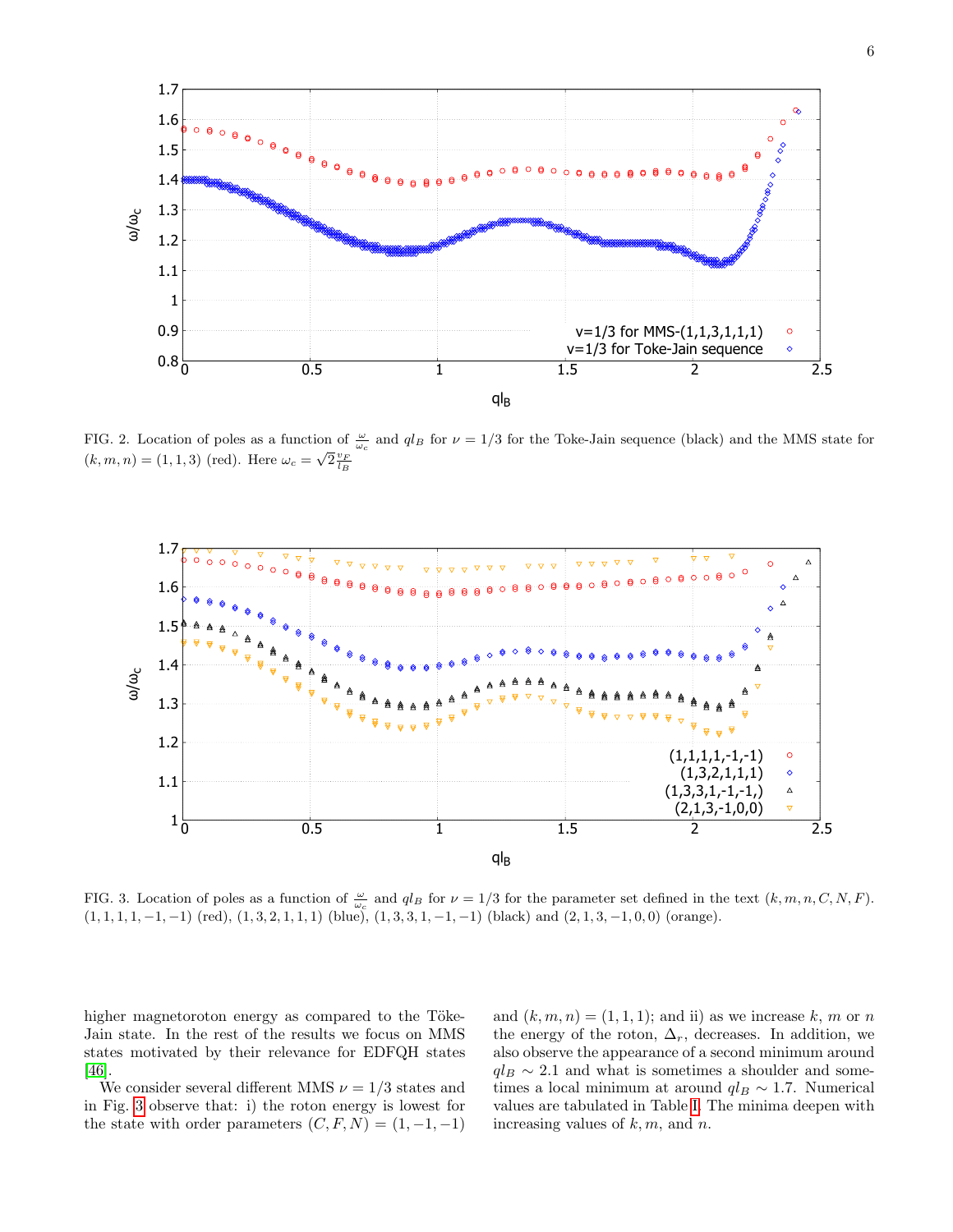FIG. 2. Location of poles as a function of $\frac{\omega}{\omega_c}$ and $ql_B$ for $\nu = 1/3$ for the Toke-Jain sequence (black) and the MMS state for $(k, m, n) = (1, 1, 3)$ (red). Here $\omega_c = \sqrt{2}\frac{v_F}{l_B}$

FIG. 3. Location of poles as a function of $\frac{\omega}{\omega_c}$ and $ql_B$ for $\nu = 1/3$ for the parameter set defined in the text $(k, m, n, C, N, F)$. $(1, 1, 1, 1, -1, -1)$ (red), $(1, 3, 2, 1, 1, 1)$ (blue), $(1, 3, 3, 1, -1, -1)$ (black) and $(2, 1, 3, -1, 0, 0)$ (orange).

higher magnetoroton energy as compared to the Töke-Jain state. In the rest of the results we focus on MMS states motivated by their relevance for EDFQH states [46].

We consider several different MMS $\nu = 1/3$ states and in Fig. 3 observe that: i) the roton energy is lowest for the state with order parameters $(C, F, N) = (1, -1, -1)$ and $(k, m, n) = (1, 1, 1)$; and ii) as we increase $k$, $m$ or $n$ the energy of the roton, $\Delta_r$, decreases. In addition, we also observe the appearance of a second minimum around $ql_B \sim 2.1$ and what is sometimes a shoulder and sometimes a local minimum at around $ql_B \sim 1.7$. Numerical values are tabulated in Table I. The minima deepen with increasing values of $k, m$, and $n$.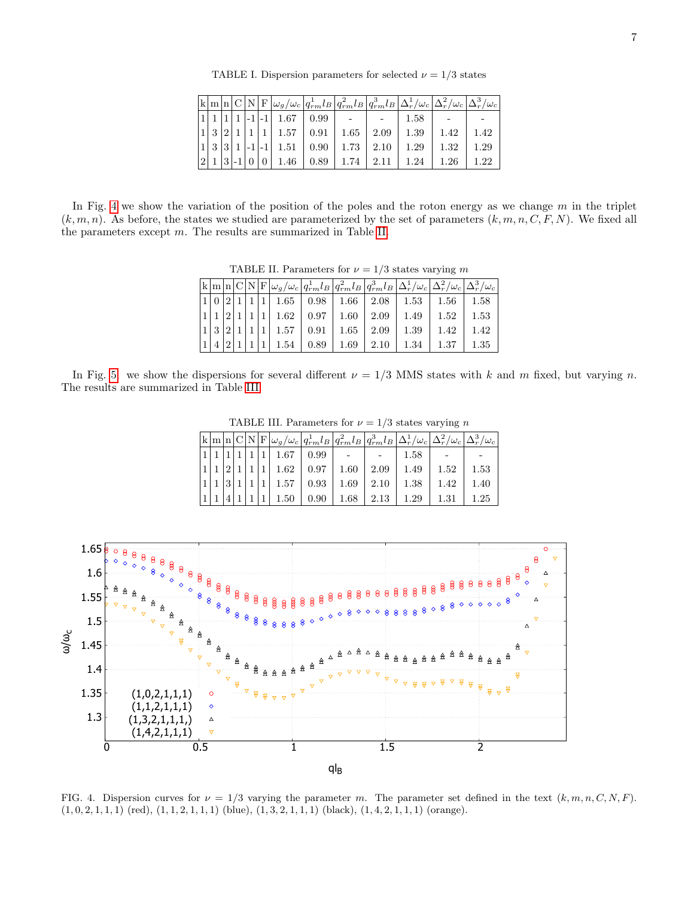TABLE I. Dispersion parameters for selected $\nu = 1/3$ states

| k | m | n | C | N | F | $\omega_g/\omega_c$ | $q^1_{rm} l_B$ | $q^2_{rm} l_B$ | $q^3_{rm} l_B$ | $\Delta^1_r/\omega_c$ | $\Delta^2_r/\omega_c$ | $\Delta^3_r/\omega_c$ |
|---|---|---|---|---|---|---|---|---|---|---|---|---|
| 1 | 1 | 1 | 1 | -1 | -1 | 1.67 | 0.99 | - | - | 1.58 | - | - |
| 1 | 3 | 2 | 1 | 1 | 1 | 1.57 | 0.91 | 1.65 | 2.09 | 1.39 | 1.42 | 1.42 |
| 1 | 3 | 3 | 1 | -1 | -1 | 1.51 | 0.90 | 1.73 | 2.10 | 1.29 | 1.32 | 1.29 |
| 2 | 1 | 3 | -1 | 0 | 0 | 1.46 | 0.89 | 1.74 | 2.11 | 1.24 | 1.26 | 1.22 |

In Fig. 4 we show the variation of the position of the poles and the roton energy as we change $m$ in the triplet $(k, m, n)$. As before, the states we studied are parameterized by the set of parameters $(k, m, n, C, F, N)$. We fixed all the parameters except $m$. The results are summarized in Table II.

TABLE II. Parameters for $\nu = 1/3$ states varying $m$

| k | m | n | C | N | F | $\omega_g/\omega_c$ | $q^1_{rm} l_B$ | $q^2_{rm} l_B$ | $q^3_{rm} l_B$ | $\Delta^1_r/\omega_c$ | $\Delta^2_r/\omega_c$ | $\Delta^3_r/\omega_c$ |
|---|---|---|---|---|---|---|---|---|---|---|---|---|
| 1 | 0 | 2 | 1 | 1 | 1 | 1.65 | 0.98 | 1.66 | 2.08 | 1.53 | 1.56 | 1.58 |
| 1 | 1 | 2 | 1 | 1 | 1 | 1.62 | 0.97 | 1.60 | 2.09 | 1.49 | 1.52 | 1.53 |
| 1 | 3 | 2 | 1 | 1 | 1 | 1.57 | 0.91 | 1.65 | 2.09 | 1.39 | 1.42 | 1.42 |
| 1 | 4 | 2 | 1 | 1 | 1 | 1.54 | 0.89 | 1.69 | 2.10 | 1.34 | 1.37 | 1.35 |

In Fig. 5 we show the dispersions for several different $\nu = 1/3$ MMS states with $k$ and $m$ fixed, but varying $n$. The results are summarized in Table III.

TABLE III. Parameters for $\nu = 1/3$ states varying $n$

| k | m | n | C | N | F | $\omega_g/\omega_c$ | $q^1_{rm} l_B$ | $q^2_{rm} l_B$ | $q^3_{rm} l_B$ | $\Delta^1_r/\omega_c$ | $\Delta^2_r/\omega_c$ | $\Delta^3_r/\omega_c$ |
|---|---|---|---|---|---|---|---|---|---|---|---|---|
| 1 | 1 | 1 | 1 | 1 | 1 | 1.67 | 0.99 | - | - | 1.58 | - | - |
| 1 | 1 | 2 | 1 | 1 | 1 | 1.62 | 0.97 | 1.60 | 2.09 | 1.49 | 1.52 | 1.53 |
| 1 | 1 | 3 | 1 | 1 | 1 | 1.57 | 0.93 | 1.69 | 2.10 | 1.38 | 1.42 | 1.40 |
| 1 | 1 | 4 | 1 | 1 | 1 | 1.50 | 0.90 | 1.68 | 2.13 | 1.29 | 1.31 | 1.25 |

FIG. 4. Dispersion curves for $\nu = 1/3$ varying the parameter $m$. The parameter set defined in the text $(k, m, n, C, N, F)$. $(1, 0, 2, 1, 1, 1)$ (red), $(1, 1, 2, 1, 1, 1)$ (blue), $(1, 3, 2, 1, 1, 1)$ (black), $(1, 4, 2, 1, 1, 1)$ (orange).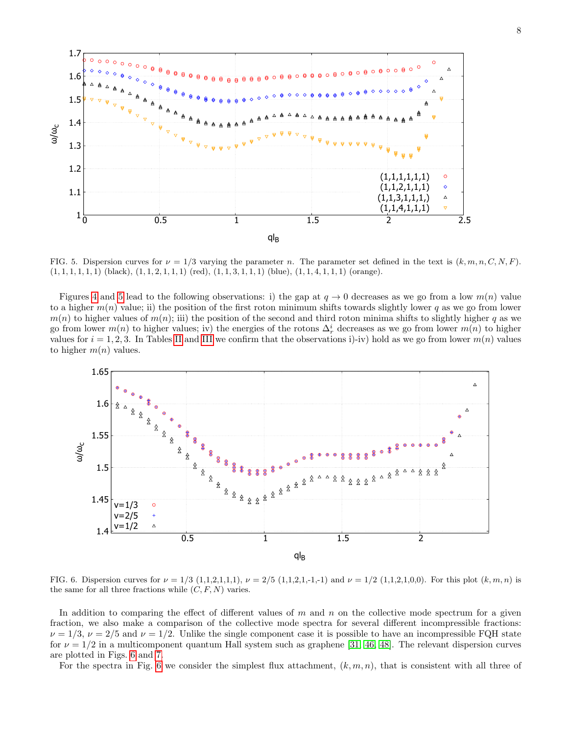FIG. 5. Dispersion curves for $\nu = 1/3$ varying the parameter $n$. The parameter set defined in the text is $(k, m, n, C, N, F)$. $(1, 1, 1, 1, 1, 1)$ (black), $(1, 1, 2, 1, 1, 1)$ (red), $(1, 1, 3, 1, 1, 1)$ (blue), $(1, 1, 4, 1, 1, 1)$ (orange).

Figures 4 and 5 lead to the following observations: i) the gap at $q \to 0$ decreases as we go from a low $m(n)$ value to a higher $m(n)$ value; ii) the position of the first roton minimum shifts towards slightly lower $q$ as we go from lower $m(n)$ to higher values of $m(n)$; iii) the position of the second and third roton minima shifts to slightly higher $q$ as we go from lower $m(n)$ to higher values; iv) the energies of the rotons $\Delta_r^i$ decreases as we go from lower $m(n)$ to higher values for $i = 1, 2, 3$. In Tables II and III we confirm that the observations i)-iv) hold as we go from lower $m(n)$ values to higher $m(n)$ values.

FIG. 6. Dispersion curves for $\nu = 1/3$ (1,1,2,1,1,1), $\nu = 2/5$ (1,1,2,1,-1,-1) and $\nu = 1/2$ (1,1,2,1,0,0). For this plot $(k, m, n)$ is the same for all three fractions while $(C, F, N)$ varies.

In addition to comparing the effect of different values of $m$ and $n$ on the collective mode spectrum for a given fraction, we also make a comparison of the collective mode spectra for several different incompressible fractions: $\nu = 1/3$, $\nu = 2/5$ and $\nu = 1/2$. Unlike the single component case it is possible to have an incompressible FQH state for $\nu = 1/2$ in a multicomponent quantum Hall system such as graphene [31, 46, 48]. The relevant dispersion curves are plotted in Figs. 6 and 7.

For the spectra in Fig. 6 we consider the simplest flux attachment, $(k, m, n)$, that is consistent with all three of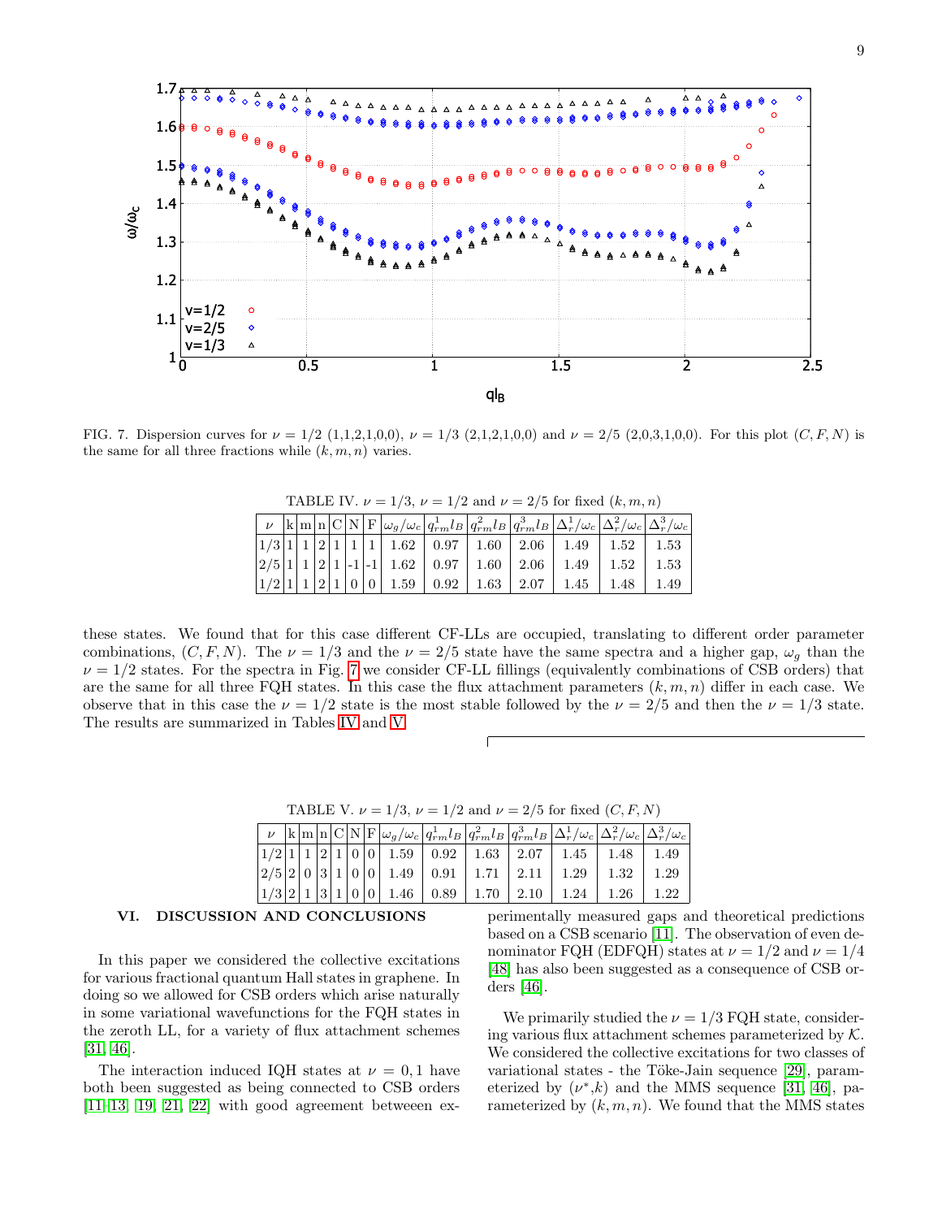FIG. 7. Dispersion curves for $\nu = 1/2$ (1,1,2,1,0,0), $\nu = 1/3$ (2,1,2,1,0,0) and $\nu = 2/5$ (2,0,3,1,0,0). For this plot $(C, F, N)$ is the same for all three fractions while $(k, m, n)$ varies.

TABLE IV. $\nu = 1/3$, $\nu = 1/2$ and $\nu = 2/5$ for fixed $(k, m, n)$

| $\nu$ | k | m | n | C | N | F | $\omega_g/\omega_c$ | $q^1_{rm}l_B$ | $q^2_{rm}l_B$ | $q^3_{rm}l_B$ | $\Delta^1_r/\omega_c$ | $\Delta^2_r/\omega_c$ | $\Delta^3_r/\omega_c$ |
|---|---|---|---|---|---|---|---|---|---|---|---|---|---|
| 1/3 | 1 | 1 | 2 | 1 | 1 | 1 | 1.62 | 0.97 | 1.60 | 2.06 | 1.49 | 1.52 | 1.53 |
| 2/5 | 1 | 1 | 2 | 1 | -1 | -1 | 1.62 | 0.97 | 1.60 | 2.06 | 1.49 | 1.52 | 1.53 |
| 1/2 | 1 | 1 | 2 | 1 | 0 | 0 | 1.59 | 0.92 | 1.63 | 2.07 | 1.45 | 1.48 | 1.49 |

these states. We found that for this case different CF-LLs are occupied, translating to different order parameter combinations, $(C, F, N)$. The $\nu = 1/3$ and the $\nu = 2/5$ state have the same spectra and a higher gap, $\omega_g$ than the $\nu = 1/2$ states. For the spectra in Fig. 7 we consider CF-LL fillings (equivalently combinations of CSB orders) that are the same for all three FQH states. In this case the flux attachment parameters $(k, m, n)$ differ in each case. We observe that in this case the $\nu = 1/2$ state is the most stable followed by the $\nu = 2/5$ and then the $\nu = 1/3$ state. The results are summarized in Tables IV and V.

TABLE V. $\nu = 1/3$, $\nu = 1/2$ and $\nu = 2/5$ for fixed $(C, F, N)$

| $\nu$ | k | m | n | C | N | F | $\omega_g/\omega_c$ | $q^1_{rm}l_B$ | $q^2_{rm}l_B$ | $q^3_{rm}l_B$ | $\Delta^1_r/\omega_c$ | $\Delta^2_r/\omega_c$ | $\Delta^3_r/\omega_c$ |
|---|---|---|---|---|---|---|---|---|---|---|---|---|---|
| 1/2 | 1 | 1 | 2 | 1 | 0 | 0 | 1.59 | 0.92 | 1.63 | 2.07 | 1.45 | 1.48 | 1.49 |
| 2/5 | 2 | 0 | 3 | 1 | 0 | 0 | 1.49 | 0.91 | 1.71 | 2.11 | 1.29 | 1.32 | 1.29 |
| 1/3 | 2 | 1 | 3 | 1 | 0 | 0 | 1.46 | 0.89 | 1.70 | 2.10 | 1.24 | 1.26 | 1.22 |

## VI. DISCUSSION AND CONCLUSIONS

In this paper we considered the collective excitations for various fractional quantum Hall states in graphene. In doing so we allowed for CSB orders which arise naturally in some variational wavefunctions for the FQH states in the zeroth LL, for a variety of flux attachment schemes [31, 46].

The interaction induced IQH states at $\nu = 0, 1$ have both been suggested as being connected to CSB orders [11–13, 19, 21, 22] with good agreement betweeen experimentally measured gaps and theoretical predictions based on a CSB scenario [11]. The observation of even denominator FQH (EDFQH) states at $\nu = 1/2$ and $\nu = 1/4$ [48] has also been suggested as a consequence of CSB orders [46].

We primarily studied the $\nu = 1/3$ FQH state, considering various flux attachment schemes parameterized by $\mathcal{K}$. We considered the collective excitations for two classes of variational states - the Töke-Jain sequence [29], parameterized by $(\nu^*, k)$ and the MMS sequence [31, 46], parameterized by $(k, m, n)$. We found that the MMS states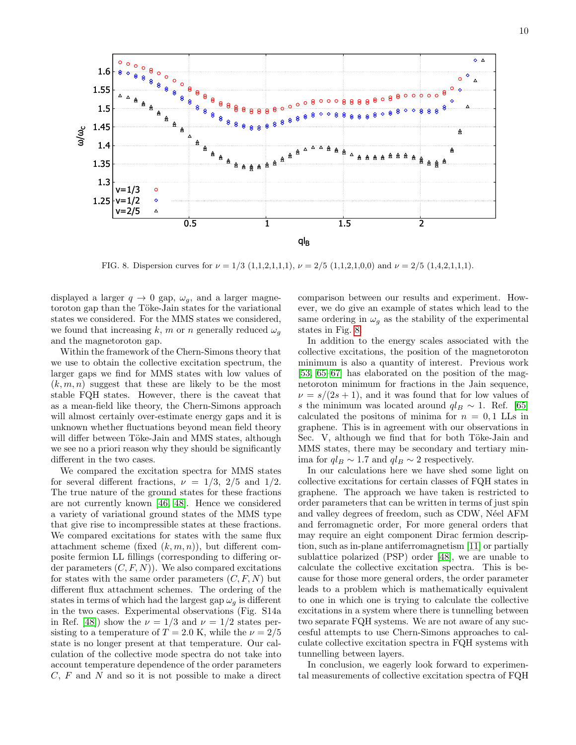FIG. 8. Dispersion curves for $\nu = 1/3$ (1,1,2,1,1,1), $\nu = 2/5$ (1,1,2,1,0,0) and $\nu = 2/5$ (1,4,2,1,1,1).

displayed a larger $q \to 0$ gap, $\omega_g$, and a larger magnetoroton gap than the Töke-Jain states for the variational states we considered. For the MMS states we considered, we found that increasing $k$, $m$ or $n$ generally reduced $\omega_g$ and the magnetoroton gap.

Within the framework of the Chern-Simons theory that we use to obtain the collective excitation spectrum, the larger gaps we find for MMS states with low values of $(k, m, n)$ suggest that these are likely to be the most stable FQH states. However, there is the caveat that as a mean-field like theory, the Chern-Simons approach will almost certainly over-estimate energy gaps and it is unknown whether fluctuations beyond mean field theory will differ between Töke-Jain and MMS states, although we see no a priori reason why they should be significantly different in the two cases.

We compared the excitation spectra for MMS states for several different fractions, $\nu = 1/3$, $2/5$ and $1/2$. The true nature of the ground states for these fractions are not currently known [46, 48]. Hence we considered a variety of variational ground states of the MMS type that give rise to incompressible states at these fractions. We compared excitations for states with the same flux attachment scheme (fixed $(k, m, n)$), but different composite fermion LL fillings (corresponding to differing order parameters $(C, F, N)$). We also compared excitations for states with the same order parameters $(C, F, N)$ but different flux attachment schemes. The ordering of the states in terms of which had the largest gap $\omega_g$ is different in the two cases. Experimental observations (Fig. S14a in Ref. [48]) show the $\nu = 1/3$ and $\nu = 1/2$ states persisting to a temperature of $T = 2.0$ K, while the $\nu = 2/5$ state is no longer present at that temperature. Our calculation of the collective mode spectra do not take into account temperature dependence of the order parameters $C$, $F$ and $N$ and so it is not possible to make a direct comparison between our results and experiment. However, we do give an example of states which lead to the same ordering in $\omega_g$ as the stability of the experimental states in Fig. 8.

In addition to the energy scales associated with the collective excitations, the position of the magnetoroton minimum is also a quantity of interest. Previous work [53, 65–67] has elaborated on the position of the magnetoroton minimum for fractions in the Jain sequence, $\nu = s/(2s + 1)$, and it was found that for low values of $s$ the minimum was located around $ql_B \sim 1$. Ref. [65] calculated the positons of minima for $n = 0, 1$ LLs in graphene. This is in agreement with our observations in Sec. V, although we find that for both Töke-Jain and MMS states, there may be secondary and tertiary minima for $ql_B \sim 1.7$ and $ql_B \sim 2$ respectively.

In our calculations here we have shed some light on collective excitations for certain classes of FQH states in graphene. The approach we have taken is restricted to order parameters that can be written in terms of just spin and valley degrees of freedom, such as CDW, Néel AFM and ferromagnetic order, For more general orders that may require an eight component Dirac fermion description, such as in-plane antiferromagnetism [11] or partially sublattice polarized (PSP) order [48], we are unable to calculate the collective excitation spectra. This is because for those more general orders, the order parameter leads to a problem which is mathematically equivalent to one in which one is trying to calculate the collective excitations in a system where there is tunnelling between two separate FQH systems. We are not aware of any succesful attempts to use Chern-Simons approaches to calculate collective excitation spectra in FQH systems with tunnelling between layers.

In conclusion, we eagerly look forward to experimental measurements of collective excitation spectra of FQH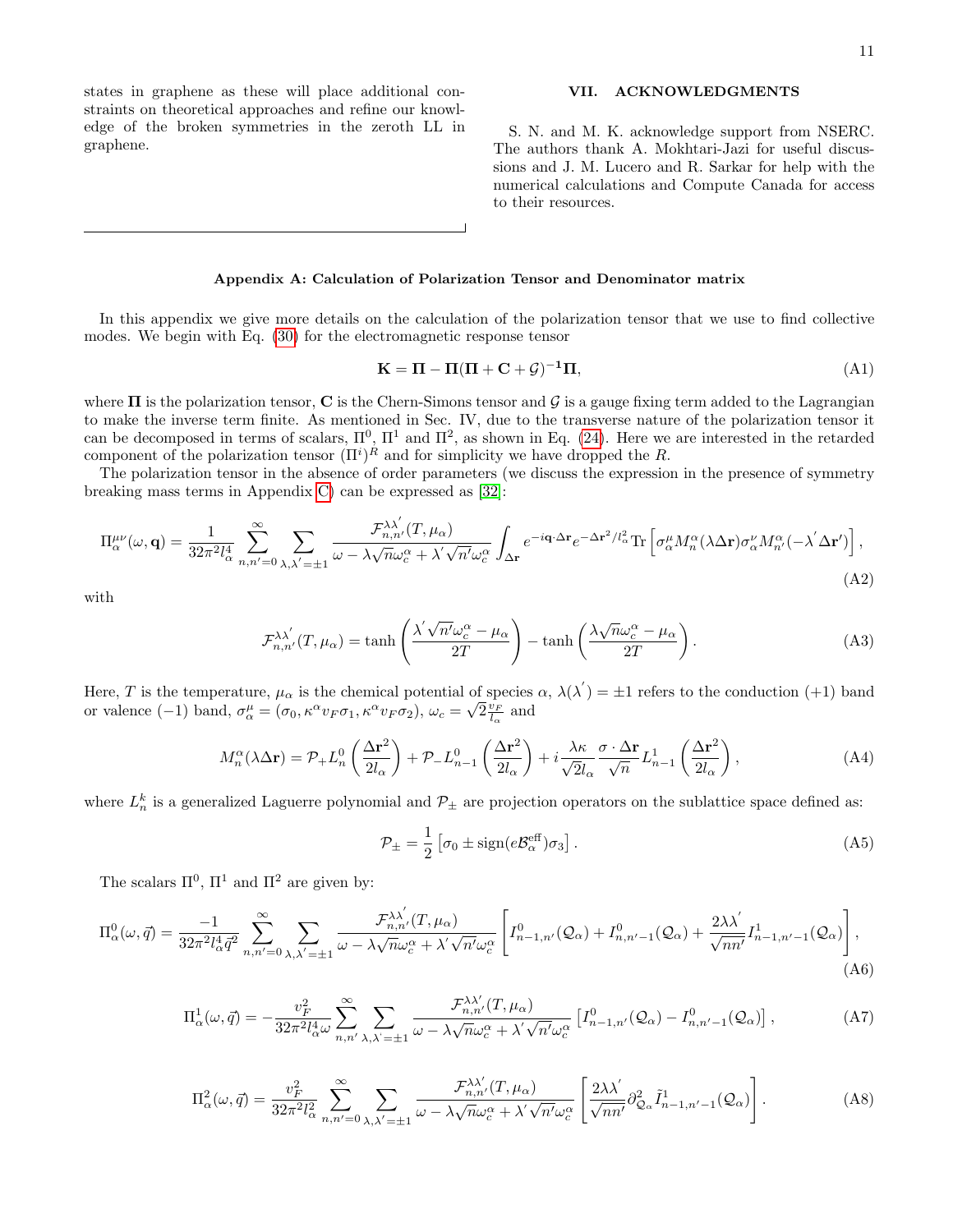states in graphene as these will place additional constraints on theoretical approaches and refine our knowledge of the broken symmetries in the zeroth LL in graphene.

## VII. ACKNOWLEDGMENTS

S. N. and M. K. acknowledge support from NSERC. The authors thank A. Mokhtari-Jazi for useful discussions and J. M. Lucero and R. Sarkar for help with the numerical calculations and Compute Canada for access to their resources.

### Appendix A: Calculation of Polarization Tensor and Denominator matrix

In this appendix we give more details on the calculation of the polarization tensor that we use to find collective modes. We begin with Eq. (30) for the electromagnetic response tensor

$$\mathbf{K} = \mathbf{\Pi} - \mathbf{\Pi}(\mathbf{\Pi} + \mathbf{C} + \mathcal{G})^{-1}\mathbf{\Pi}, \tag{A1}$$

where $\mathbf{\Pi}$ is the polarization tensor, $\mathbf{C}$ is the Chern-Simons tensor and $\mathcal{G}$ is a gauge fixing term added to the Lagrangian to make the inverse term finite. As mentioned in Sec. IV, due to the transverse nature of the polarization tensor it can be decomposed in terms of scalars, $\Pi^0$, $\Pi^1$ and $\Pi^2$, as shown in Eq. (24). Here we are interested in the retarded component of the polarization tensor $(\Pi^i)^R$ and for simplicity we have dropped the $R$.

The polarization tensor in the absence of order parameters (we discuss the expression in the presence of symmetry breaking mass terms in Appendix C) can be expressed as [32]:

$$\Pi^{\mu\nu}_{\alpha}(\omega, \mathbf{q}) = \frac{1}{32\pi^2 l_\alpha^4} \sum_{n,n'=0}^{\infty} \sum_{\lambda,\lambda'=\pm 1} \frac{\mathcal{F}^{\lambda\lambda'}_{n,n'}(T, \mu_\alpha)}{\omega - \lambda\sqrt{n}\omega_c^\alpha + \lambda'\sqrt{n'}\omega_c^\alpha} \int_{\Delta\mathbf{r}} e^{-i\mathbf{q}\cdot\Delta\mathbf{r}} e^{-\Delta\mathbf{r}^2/l_\alpha^2} \mathrm{Tr}\left[\sigma^\mu_\alpha M^\alpha_n(\lambda\Delta\mathbf{r})\sigma^\nu_\alpha M^\alpha_{n'}(-\lambda'\Delta\mathbf{r}')\right], \tag{A2}$$

with

$$\mathcal{F}^{\lambda\lambda'}_{n,n'}(T, \mu_\alpha) = \tanh\left(\frac{\lambda'\sqrt{n'}\omega_c^\alpha - \mu_\alpha}{2T}\right) - \tanh\left(\frac{\lambda\sqrt{n}\omega_c^\alpha - \mu_\alpha}{2T}\right). \tag{A3}$$

Here, $T$ is the temperature, $\mu_\alpha$ is the chemical potential of species $\alpha$, $\lambda(\lambda') = \pm 1$ refers to the conduction $(+1)$ band or valence $(-1)$ band, $\sigma^\mu_\alpha = (\sigma_0, \kappa^\alpha v_F \sigma_1, \kappa^\alpha v_F \sigma_2)$, $\omega_c = \sqrt{2}\frac{v_F}{l_\alpha}$ and

$$M^\alpha_n(\lambda\Delta\mathbf{r}) = \mathcal{P}_+ L^0_n\left(\frac{\Delta\mathbf{r}^2}{2l_\alpha}\right) + \mathcal{P}_- L^0_{n-1}\left(\frac{\Delta\mathbf{r}^2}{2l_\alpha}\right) + i\frac{\lambda\kappa}{\sqrt{2}l_\alpha}\frac{\sigma\cdot\Delta\mathbf{r}}{\sqrt{n}} L^1_{n-1}\left(\frac{\Delta\mathbf{r}^2}{2l_\alpha}\right), \tag{A4}$$

where $L^k_n$ is a generalized Laguerre polynomial and $\mathcal{P}_\pm$ are projection operators on the sublattice space defined as:

$$\mathcal{P}_\pm = \frac{1}{2}\left[\sigma_0 \pm \mathrm{sign}(e\mathcal{B}^{\mathrm{eff}}_\alpha)\sigma_3\right]. \tag{A5}$$

The scalars $\Pi^0$, $\Pi^1$ and $\Pi^2$ are given by:

$$\Pi^0_\alpha(\omega, \vec{q}) = \frac{-1}{32\pi^2 l_\alpha^4 \vec{q}^2} \sum_{n,n'=0}^{\infty} \sum_{\lambda,\lambda'=\pm 1} \frac{\mathcal{F}^{\lambda\lambda'}_{n,n'}(T, \mu_\alpha)}{\omega - \lambda\sqrt{n}\omega_c^\alpha + \lambda'\sqrt{n'}\omega_c^\alpha} \left[I^0_{n-1,n'}(\mathcal{Q}_\alpha) + I^0_{n,n'-1}(\mathcal{Q}_\alpha) + \frac{2\lambda\lambda'}{\sqrt{nn'}} I^1_{n-1,n'-1}(\mathcal{Q}_\alpha)\right], \tag{A6}$$

$$\Pi^1_\alpha(\omega, \vec{q}) = -\frac{v_F^2}{32\pi^2 l_\alpha^4 \omega} \sum_{n,n'}^{\infty} \sum_{\lambda,\lambda'=\pm 1} \frac{\mathcal{F}^{\lambda\lambda'}_{n,n'}(T, \mu_\alpha)}{\omega - \lambda\sqrt{n}\omega_c^\alpha + \lambda'\sqrt{n'}\omega_c^\alpha} \left[I^0_{n-1,n'}(\mathcal{Q}_\alpha) - I^0_{n,n'-1}(\mathcal{Q}_\alpha)\right], \tag{A7}$$

$$\Pi^2_\alpha(\omega, \vec{q}) = \frac{v_F^2}{32\pi^2 l_\alpha^2} \sum_{n,n'=0}^{\infty} \sum_{\lambda,\lambda'=\pm 1} \frac{\mathcal{F}^{\lambda\lambda'}_{n,n'}(T, \mu_\alpha)}{\omega - \lambda\sqrt{n}\omega_c^\alpha + \lambda'\sqrt{n'}\omega_c^\alpha} \left[\frac{2\lambda\lambda'}{\sqrt{nn'}} \partial^2_{\mathcal{Q}_\alpha} \tilde{I}^1_{n-1,n'-1}(\mathcal{Q}_\alpha)\right]. \tag{A8}$$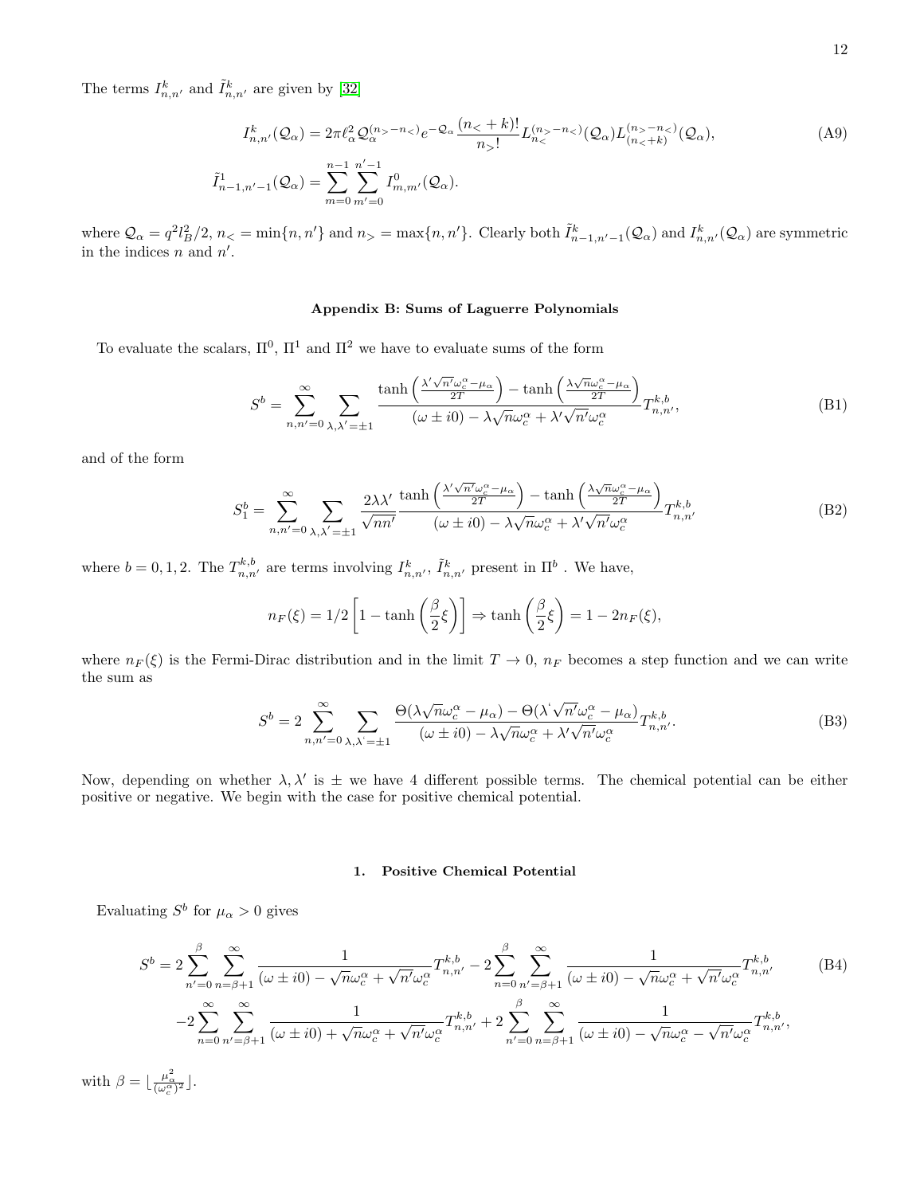The terms $I^k_{n,n'}$ and $\tilde{I}^k_{n,n'}$ are given by [32]

$$
\begin{aligned}
I^k_{n,n'}(\mathcal{Q}_\alpha) &= 2\pi\ell_\alpha^2\mathcal{Q}_\alpha^{(n_>-n_<)}e^{-\mathcal{Q}_\alpha}\frac{(n_<+k)!}{n_>!}L_{n_<}^{(n_>-n_<)}(\mathcal{Q}_\alpha)L_{(n_<+k)}^{(n_>-n_<)}(\mathcal{Q}_\alpha), \\
\tilde{I}^1_{n-1,n'-1}(\mathcal{Q}_\alpha) &= \sum_{m=0}^{n-1}\sum_{m'=0}^{n'-1} I^0_{m,m'}(\mathcal{Q}_\alpha).
\end{aligned}
\tag{A9}
$$

where $\mathcal{Q}_\alpha = q^2 l_B^2/2$, $n_< = \min\{n,n'\}$ and $n_> = \max\{n,n'\}$. Clearly both $\tilde{I}^k_{n-1,n'-1}(\mathcal{Q}_\alpha)$ and $I^k_{n,n'}(\mathcal{Q}_\alpha)$ are symmetric in the indices $n$ and $n'$.

## Appendix B: Sums of Laguerre Polynomials

To evaluate the scalars, $\Pi^0$, $\Pi^1$ and $\Pi^2$ we have to evaluate sums of the form

$$
S^b = \sum_{n,n'=0}^{\infty}\sum_{\lambda,\lambda'=\pm1}\frac{\tanh\left(\frac{\lambda'\sqrt{n'}\omega_c^\alpha-\mu_\alpha}{2T}\right)-\tanh\left(\frac{\lambda\sqrt{n}\omega_c^\alpha-\mu_\alpha}{2T}\right)}{(\omega\pm i0)-\lambda\sqrt{n}\omega_c^\alpha+\lambda'\sqrt{n'}\omega_c^\alpha}T^{k,b}_{n,n'},
\tag{B1}
$$

and of the form

$$
S^b_1 = \sum_{n,n'=0}^{\infty}\sum_{\lambda,\lambda'=\pm1}\frac{2\lambda\lambda'}{\sqrt{nn'}}\frac{\tanh\left(\frac{\lambda'\sqrt{n'}\omega_c^\alpha-\mu_\alpha}{2T}\right)-\tanh\left(\frac{\lambda\sqrt{n}\omega_c^\alpha-\mu_\alpha}{2T}\right)}{(\omega\pm i0)-\lambda\sqrt{n}\omega_c^\alpha+\lambda'\sqrt{n'}\omega_c^\alpha}T^{k,b}_{n,n'}
\tag{B2}
$$

where $b = 0,1,2$. The $T^{k,b}_{n,n'}$ are terms involving $I^k_{n,n'}$, $\tilde{I}^k_{n,n'}$ present in $\Pi^b$ . We have,

$$
n_F(\xi) = 1/2\left[1-\tanh\left(\frac{\beta}{2}\xi\right)\right] \Rightarrow \tanh\left(\frac{\beta}{2}\xi\right) = 1-2n_F(\xi),
$$

where $n_F(\xi)$ is the Fermi-Dirac distribution and in the limit $T\to 0$, $n_F$ becomes a step function and we can write the sum as

$$
S^b = 2\sum_{n,n'=0}^{\infty}\sum_{\lambda,\lambda'=\pm1}\frac{\Theta(\lambda\sqrt{n}\omega_c^\alpha-\mu_\alpha)-\Theta(\lambda'\sqrt{n'}\omega_c^\alpha-\mu_\alpha)}{(\omega\pm i0)-\lambda\sqrt{n}\omega_c^\alpha+\lambda'\sqrt{n'}\omega_c^\alpha}T^{k,b}_{n,n'}.
\tag{B3}
$$

Now, depending on whether $\lambda,\lambda'$ is $\pm$ we have 4 different possible terms. The chemical potential can be either positive or negative. We begin with the case for positive chemical potential.

### 1. Positive Chemical Potential

Evaluating $S^b$ for $\mu_\alpha > 0$ gives

$$
\begin{aligned}
S^b = {} & 2\sum_{n'=0}^{\beta}\sum_{n=\beta+1}^{\infty}\frac{1}{(\omega\pm i0)-\sqrt{n}\omega_c^\alpha+\sqrt{n'}\omega_c^\alpha}T^{k,b}_{n,n'} - 2\sum_{n=0}^{\beta}\sum_{n'=\beta+1}^{\infty}\frac{1}{(\omega\pm i0)-\sqrt{n}\omega_c^\alpha+\sqrt{n'}\omega_c^\alpha}T^{k,b}_{n,n'} \\
& -2\sum_{n=0}^{\infty}\sum_{n'=\beta+1}^{\infty}\frac{1}{(\omega\pm i0)+\sqrt{n}\omega_c^\alpha+\sqrt{n'}\omega_c^\alpha}T^{k,b}_{n,n'} + 2\sum_{n'=0}^{\beta}\sum_{n=\beta+1}^{\infty}\frac{1}{(\omega\pm i0)-\sqrt{n}\omega_c^\alpha-\sqrt{n'}\omega_c^\alpha}T^{k,b}_{n,n'},
\end{aligned}
\tag{B4}
$$

with $\beta = \lfloor\frac{\mu_\alpha^2}{(\omega_c^\alpha)^2}\rfloor$.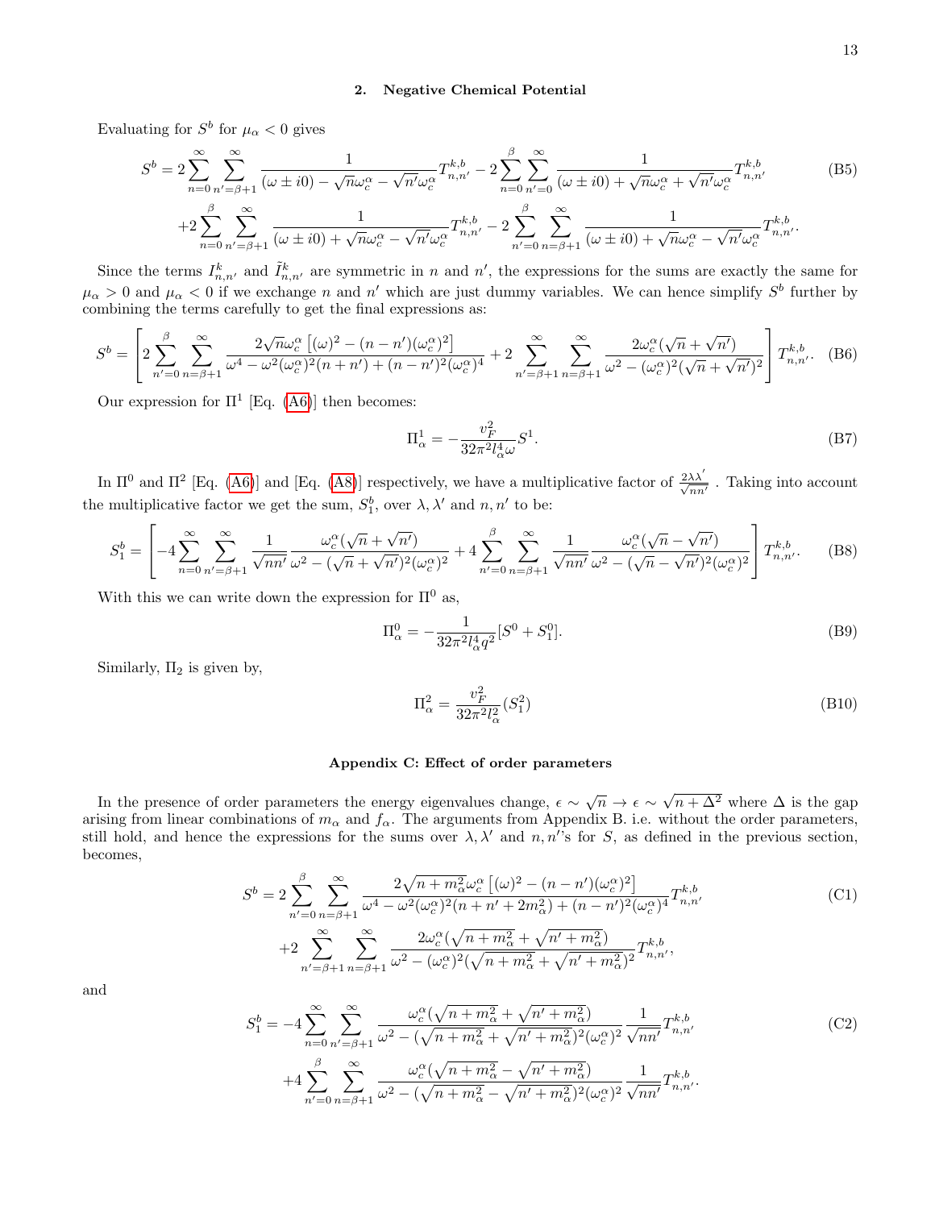### 2. Negative Chemical Potential

Evaluating for $S^b$ for $\mu_\alpha < 0$ gives

$$
\begin{aligned}
S^b = & \, 2\sum_{n=0}^{\infty}\sum_{n'=\beta+1}^{\infty} \frac{1}{(\omega \pm i0) - \sqrt{n}\omega_c^\alpha - \sqrt{n'}\omega_c^\alpha} T_{n,n'}^{k,b} - 2\sum_{n=0}^{\beta}\sum_{n'=0}^{\infty} \frac{1}{(\omega \pm i0) + \sqrt{n}\omega_c^\alpha + \sqrt{n'}\omega_c^\alpha} T_{n,n'}^{k,b} \\
& + 2\sum_{n=0}^{\beta}\sum_{n'=\beta+1}^{\infty} \frac{1}{(\omega \pm i0) + \sqrt{n}\omega_c^\alpha - \sqrt{n'}\omega_c^\alpha} T_{n,n'}^{k,b} - 2\sum_{n'=0}^{\beta}\sum_{n=\beta+1}^{\infty} \frac{1}{(\omega \pm i0) + \sqrt{n}\omega_c^\alpha - \sqrt{n'}\omega_c^\alpha} T_{n,n'}^{k,b}.
\end{aligned}
\tag{B5}
$$

Since the terms $I_{n,n'}^k$ and $\tilde{I}_{n,n'}^k$ are symmetric in $n$ and $n'$, the expressions for the sums are exactly the same for $\mu_\alpha > 0$ and $\mu_\alpha < 0$ if we exchange $n$ and $n'$ which are just dummy variables. We can hence simplify $S^b$ further by combining the terms carefully to get the final expressions as:

$$
S^b = \left[ 2\sum_{n'=0}^{\beta}\sum_{n=\beta+1}^{\infty} \frac{2\sqrt{n}\omega_c^\alpha\left[(\omega)^2 - (n-n')(\omega_c^\alpha)^2\right]}{\omega^4 - \omega^2(\omega_c^\alpha)^2(n+n') + (n-n')^2(\omega_c^\alpha)^4} + 2\sum_{n'=\beta+1}^{\infty}\sum_{n=\beta+1}^{\infty} \frac{2\omega_c^\alpha(\sqrt{n}+\sqrt{n'})}{\omega^2 - (\omega_c^\alpha)^2(\sqrt{n}+\sqrt{n'})^2} \right] T_{n,n'}^{k,b}. \tag{B6}
$$

Our expression for $\Pi^1$ [Eq. (A6)] then becomes:

$$
\Pi_\alpha^1 = -\frac{v_F^2}{32\pi^2 l_\alpha^4 \omega} S^1. \tag{B7}
$$

In $\Pi^0$ and $\Pi^2$ [Eq. (A6)] and [Eq. (A8)] respectively, we have a multiplicative factor of $\frac{2\lambda\lambda'}{\sqrt{nn'}}$. Taking into account the multiplicative factor we get the sum, $S_1^b$, over $\lambda, \lambda'$ and $n, n'$ to be:

$$
S_1^b = \left[ -4\sum_{n=0}^{\infty}\sum_{n'=\beta+1}^{\infty} \frac{1}{\sqrt{nn'}} \frac{\omega_c^\alpha(\sqrt{n}+\sqrt{n'})}{\omega^2 - (\sqrt{n}+\sqrt{n'})^2(\omega_c^\alpha)^2} + 4\sum_{n'=0}^{\beta}\sum_{n=\beta+1}^{\infty} \frac{1}{\sqrt{nn'}} \frac{\omega_c^\alpha(\sqrt{n}-\sqrt{n'})}{\omega^2 - (\sqrt{n}-\sqrt{n'})^2(\omega_c^\alpha)^2} \right] T_{n,n'}^{k,b}. \tag{B8}
$$

With this we can write down the expression for $\Pi^0$ as,

$$
\Pi_\alpha^0 = -\frac{1}{32\pi^2 l_\alpha^4 q^2}[S^0 + S_1^0]. \tag{B9}
$$

Similarly, $\Pi_2$ is given by,

$$
\Pi_\alpha^2 = \frac{v_F^2}{32\pi^2 l_\alpha^2}(S_1^2) \tag{B10}
$$

## Appendix C: Effect of order parameters

In the presence of order parameters the energy eigenvalues change, $\epsilon \sim \sqrt{n} \to \epsilon \sim \sqrt{n + \Delta^2}$ where $\Delta$ is the gap arising from linear combinations of $m_\alpha$ and $f_\alpha$. The arguments from Appendix B. i.e. without the order parameters, still hold, and hence the expressions for the sums over $\lambda, \lambda'$ and $n, n'$'s for $S$, as defined in the previous section, becomes,

$$
\begin{aligned}
S^b = & \, 2\sum_{n'=0}^{\beta}\sum_{n=\beta+1}^{\infty} \frac{2\sqrt{n+m_\alpha^2}\,\omega_c^\alpha\left[(\omega)^2 - (n-n')(\omega_c^\alpha)^2\right]}{\omega^4 - \omega^2(\omega_c^\alpha)^2(n+n'+2m_\alpha^2) + (n-n')^2(\omega_c^\alpha)^4} T_{n,n'}^{k,b} \\
& + 2\sum_{n'=\beta+1}^{\infty}\sum_{n=\beta+1}^{\infty} \frac{2\omega_c^\alpha(\sqrt{n+m_\alpha^2}+\sqrt{n'+m_\alpha^2})}{\omega^2 - (\omega_c^\alpha)^2(\sqrt{n+m_\alpha^2}+\sqrt{n'+m_\alpha^2})^2} T_{n,n'}^{k,b},
\end{aligned}
\tag{C1}
$$

and

$$
\begin{aligned}
S_1^b = & -4\sum_{n=0}^{\infty}\sum_{n'=\beta+1}^{\infty} \frac{\omega_c^\alpha(\sqrt{n+m_\alpha^2}+\sqrt{n'+m_\alpha^2})}{\omega^2 - (\sqrt{n+m_\alpha^2}+\sqrt{n'+m_\alpha^2})^2(\omega_c^\alpha)^2} \frac{1}{\sqrt{nn'}} T_{n,n'}^{k,b} \\
& + 4\sum_{n'=0}^{\beta}\sum_{n=\beta+1}^{\infty} \frac{\omega_c^\alpha(\sqrt{n+m_\alpha^2}-\sqrt{n'+m_\alpha^2})}{\omega^2 - (\sqrt{n+m_\alpha^2}-\sqrt{n'+m_\alpha^2})^2(\omega_c^\alpha)^2} \frac{1}{\sqrt{nn'}} T_{n,n'}^{k,b}.
\end{aligned}
\tag{C2}
$$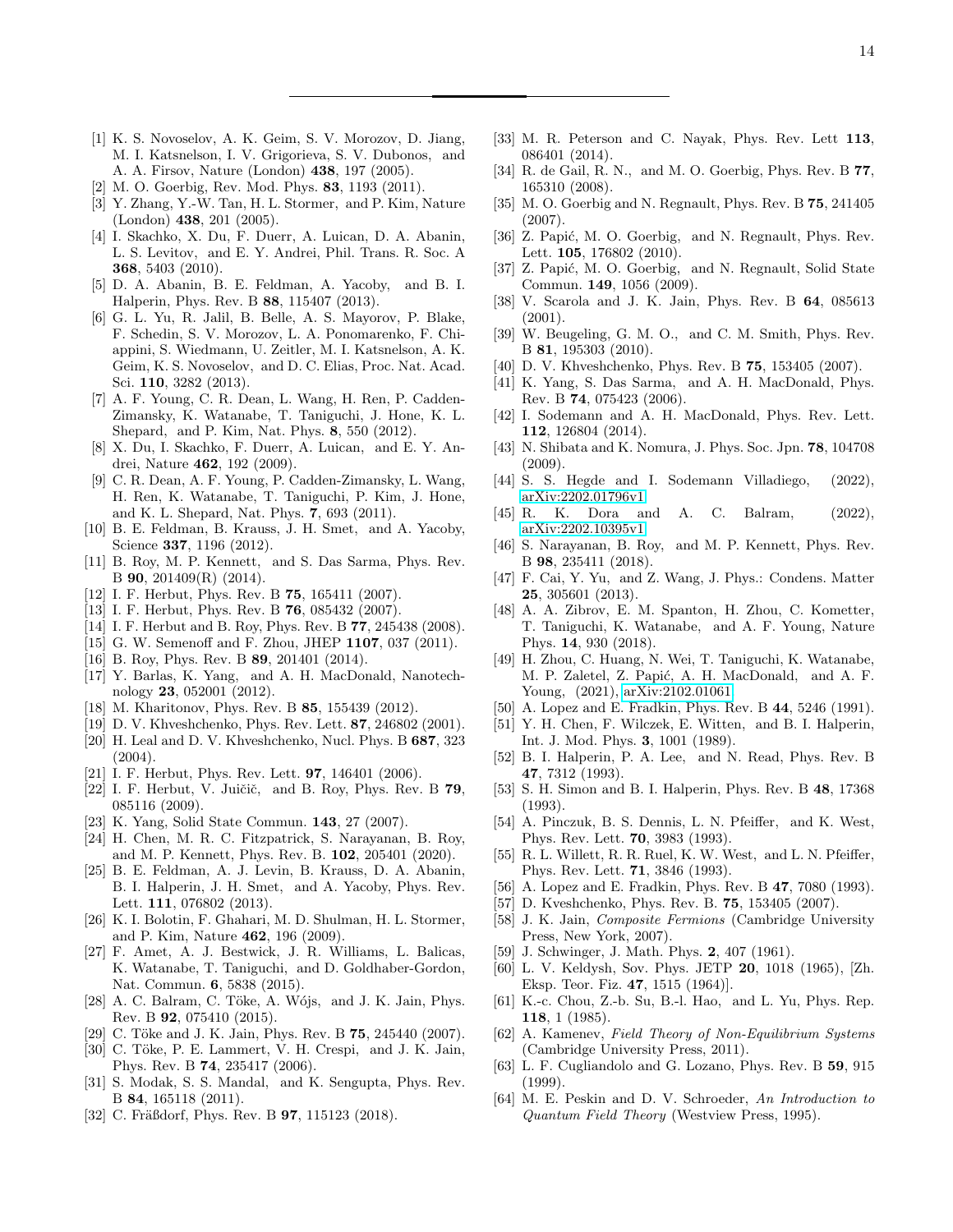[1] K. S. Novoselov, A. K. Geim, S. V. Morozov, D. Jiang, M. I. Katsnelson, I. V. Grigorieva, S. V. Dubonos, and A. A. Firsov, Nature (London) **438**, 197 (2005).

[2] M. O. Goerbig, Rev. Mod. Phys. **83**, 1193 (2011).

[3] Y. Zhang, Y.-W. Tan, H. L. Stormer, and P. Kim, Nature (London) **438**, 201 (2005).

[4] I. Skachko, X. Du, F. Duerr, A. Luican, D. A. Abanin, L. S. Levitov, and E. Y. Andrei, Phil. Trans. R. Soc. A **368**, 5403 (2010).

[5] D. A. Abanin, B. E. Feldman, A. Yacoby, and B. I. Halperin, Phys. Rev. B **88**, 115407 (2013).

[6] G. L. Yu, R. Jalil, B. Belle, A. S. Mayorov, P. Blake, F. Schedin, S. V. Morozov, L. A. Ponomarenko, F. Chiappini, S. Wiedmann, U. Zeitler, M. I. Katsnelson, A. K. Geim, K. S. Novoselov, and D. C. Elias, Proc. Nat. Acad. Sci. **110**, 3282 (2013).

[7] A. F. Young, C. R. Dean, L. Wang, H. Ren, P. Cadden-Zimansky, K. Watanabe, T. Taniguchi, J. Hone, K. L. Shepard, and P. Kim, Nat. Phys. **8**, 550 (2012).

[8] X. Du, I. Skachko, F. Duerr, A. Luican, and E. Y. Andrei, Nature **462**, 192 (2009).

[9] C. R. Dean, A. F. Young, P. Cadden-Zimansky, L. Wang, H. Ren, K. Watanabe, T. Taniguchi, P. Kim, J. Hone, and K. L. Shepard, Nat. Phys. **7**, 693 (2011).

[10] B. E. Feldman, B. Krauss, J. H. Smet, and A. Yacoby, Science **337**, 1196 (2012).

[11] B. Roy, M. P. Kennett, and S. Das Sarma, Phys. Rev. B **90**, 201409(R) (2014).

[12] I. F. Herbut, Phys. Rev. B **75**, 165411 (2007).

[13] I. F. Herbut, Phys. Rev. B **76**, 085432 (2007).

[14] I. F. Herbut and B. Roy, Phys. Rev. B **77**, 245438 (2008).

[15] G. W. Semenoff and F. Zhou, JHEP **1107**, 037 (2011).

[16] B. Roy, Phys. Rev. B **89**, 201401 (2014).

[17] Y. Barlas, K. Yang, and A. H. MacDonald, Nanotechnology **23**, 052001 (2012).

[18] M. Kharitonov, Phys. Rev. B **85**, 155439 (2012).

[19] D. V. Khveshchenko, Phys. Rev. Lett. **87**, 246802 (2001).

[20] H. Leal and D. V. Khveshchenko, Nucl. Phys. B **687**, 323 (2004).

[21] I. F. Herbut, Phys. Rev. Lett. **97**, 146401 (2006).

[22] I. F. Herbut, V. Juičič, and B. Roy, Phys. Rev. B **79**, 085116 (2009).

[23] K. Yang, Solid State Commun. **143**, 27 (2007).

[24] H. Chen, M. R. C. Fitzpatrick, S. Narayanan, B. Roy, and M. P. Kennett, Phys. Rev. B. **102**, 205401 (2020).

[25] B. E. Feldman, A. J. Levin, B. Krauss, D. A. Abanin, B. I. Halperin, J. H. Smet, and A. Yacoby, Phys. Rev. Lett. **111**, 076802 (2013).

[26] K. I. Bolotin, F. Ghahari, M. D. Shulman, H. L. Stormer, and P. Kim, Nature **462**, 196 (2009).

[27] F. Amet, A. J. Bestwick, J. R. Williams, L. Balicas, K. Watanabe, T. Taniguchi, and D. Goldhaber-Gordon, Nat. Commun. **6**, 5838 (2015).

[28] A. C. Balram, C. Töke, A. Wójs, and J. K. Jain, Phys. Rev. B **92**, 075410 (2015).

[29] C. Töke and J. K. Jain, Phys. Rev. B **75**, 245440 (2007).

[30] C. Töke, P. E. Lammert, V. H. Crespi, and J. K. Jain, Phys. Rev. B **74**, 235417 (2006).

[31] S. Modak, S. S. Mandal, and K. Sengupta, Phys. Rev. B **84**, 165118 (2011).

[32] C. Fräßdorf, Phys. Rev. B **97**, 115123 (2018).

[33] M. R. Peterson and C. Nayak, Phys. Rev. Lett **113**, 086401 (2014).

[34] R. de Gail, R. N., and M. O. Goerbig, Phys. Rev. B **77**, 165310 (2008).

[35] M. O. Goerbig and N. Regnault, Phys. Rev. B **75**, 241405 (2007).

[36] Z. Papić, M. O. Goerbig, and N. Regnault, Phys. Rev. Lett. **105**, 176802 (2010).

[37] Z. Papić, M. O. Goerbig, and N. Regnault, Solid State Commun. **149**, 1056 (2009).

[38] V. Scarola and J. K. Jain, Phys. Rev. B **64**, 085613 (2001).

[39] W. Beugeling, G. M. O., and C. M. Smith, Phys. Rev. B **81**, 195303 (2010).

[40] D. V. Khveshchenko, Phys. Rev. B **75**, 153405 (2007).

[41] K. Yang, S. Das Sarma, and A. H. MacDonald, Phys. Rev. B **74**, 075423 (2006).

[42] I. Sodemann and A. H. MacDonald, Phys. Rev. Lett. **112**, 126804 (2014).

[43] N. Shibata and K. Nomura, J. Phys. Soc. Jpn. **78**, 104708 (2009).

[44] S. S. Hegde and I. Sodemann Villadiego, (2022), arXiv:2202.01796v1.

[45] R. K. Dora and A. C. Balram, (2022), arXiv:2202.10395v1.

[46] S. Narayanan, B. Roy, and M. P. Kennett, Phys. Rev. B **98**, 235411 (2018).

[47] F. Cai, Y. Yu, and Z. Wang, J. Phys.: Condens. Matter **25**, 305601 (2013).

[48] A. A. Zibrov, E. M. Spanton, H. Zhou, C. Kometter, T. Taniguchi, K. Watanabe, and A. F. Young, Nature Phys. **14**, 930 (2018).

[49] H. Zhou, C. Huang, N. Wei, T. Taniguchi, K. Watanabe, M. P. Zaletel, Z. Papić, A. H. MacDonald, and A. F. Young, (2021), arXiv:2102.01061.

[50] A. Lopez and E. Fradkin, Phys. Rev. B **44**, 5246 (1991).

[51] Y. H. Chen, F. Wilczek, E. Witten, and B. I. Halperin, Int. J. Mod. Phys. **3**, 1001 (1989).

[52] B. I. Halperin, P. A. Lee, and N. Read, Phys. Rev. B **47**, 7312 (1993).

[53] S. H. Simon and B. I. Halperin, Phys. Rev. B **48**, 17368 (1993).

[54] A. Pinczuk, B. S. Dennis, L. N. Pfeiffer, and K. West, Phys. Rev. Lett. **70**, 3983 (1993).

[55] R. L. Willett, R. R. Ruel, K. W. West, and L. N. Pfeiffer, Phys. Rev. Lett. **71**, 3846 (1993).

[56] A. Lopez and E. Fradkin, Phys. Rev. B **47**, 7080 (1993).

[57] D. Kveshchenko, Phys. Rev. B. **75**, 153405 (2007).

[58] J. K. Jain, *Composite Fermions* (Cambridge University Press, New York, 2007).

[59] J. Schwinger, J. Math. Phys. **2**, 407 (1961).

[60] L. V. Keldysh, Sov. Phys. JETP **20**, 1018 (1965), [Zh. Eksp. Teor. Fiz. **47**, 1515 (1964)].

[61] K.-c. Chou, Z.-b. Su, B.-l. Hao, and L. Yu, Phys. Rep. **118**, 1 (1985).

[62] A. Kamenev, *Field Theory of Non-Equilibrium Systems* (Cambridge University Press, 2011).

[63] L. F. Cugliandolo and G. Lozano, Phys. Rev. B **59**, 915 (1999).

[64] M. E. Peskin and D. V. Schroeder, *An Introduction to Quantum Field Theory* (Westview Press, 1995).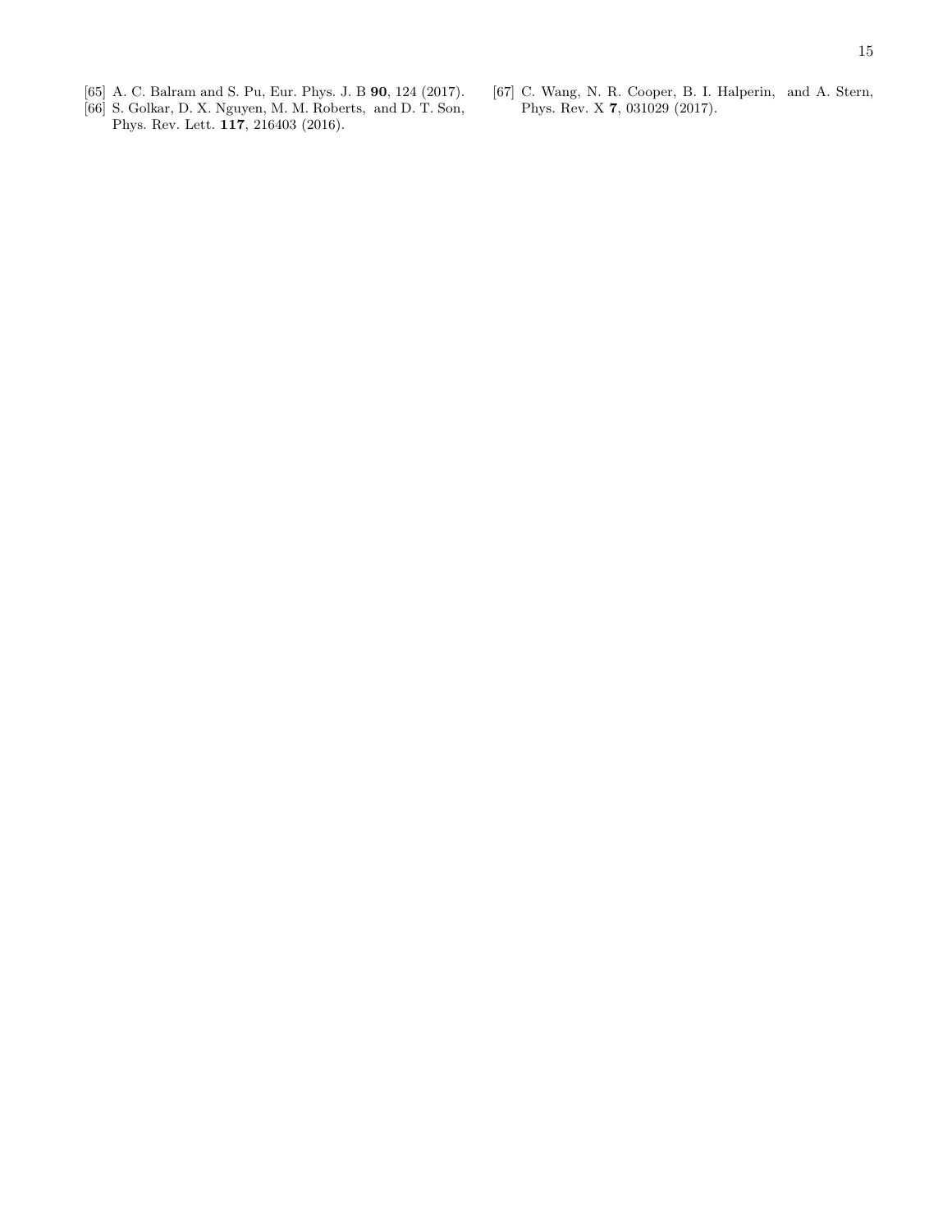[65] A. C. Balram and S. Pu, Eur. Phys. J. B **90**, 124 (2017).

[66] S. Golkar, D. X. Nguyen, M. M. Roberts, and D. T. Son, Phys. Rev. Lett. **117**, 216403 (2016).

[67] C. Wang, N. R. Cooper, B. I. Halperin, and A. Stern, Phys. Rev. X **7**, 031029 (2017).